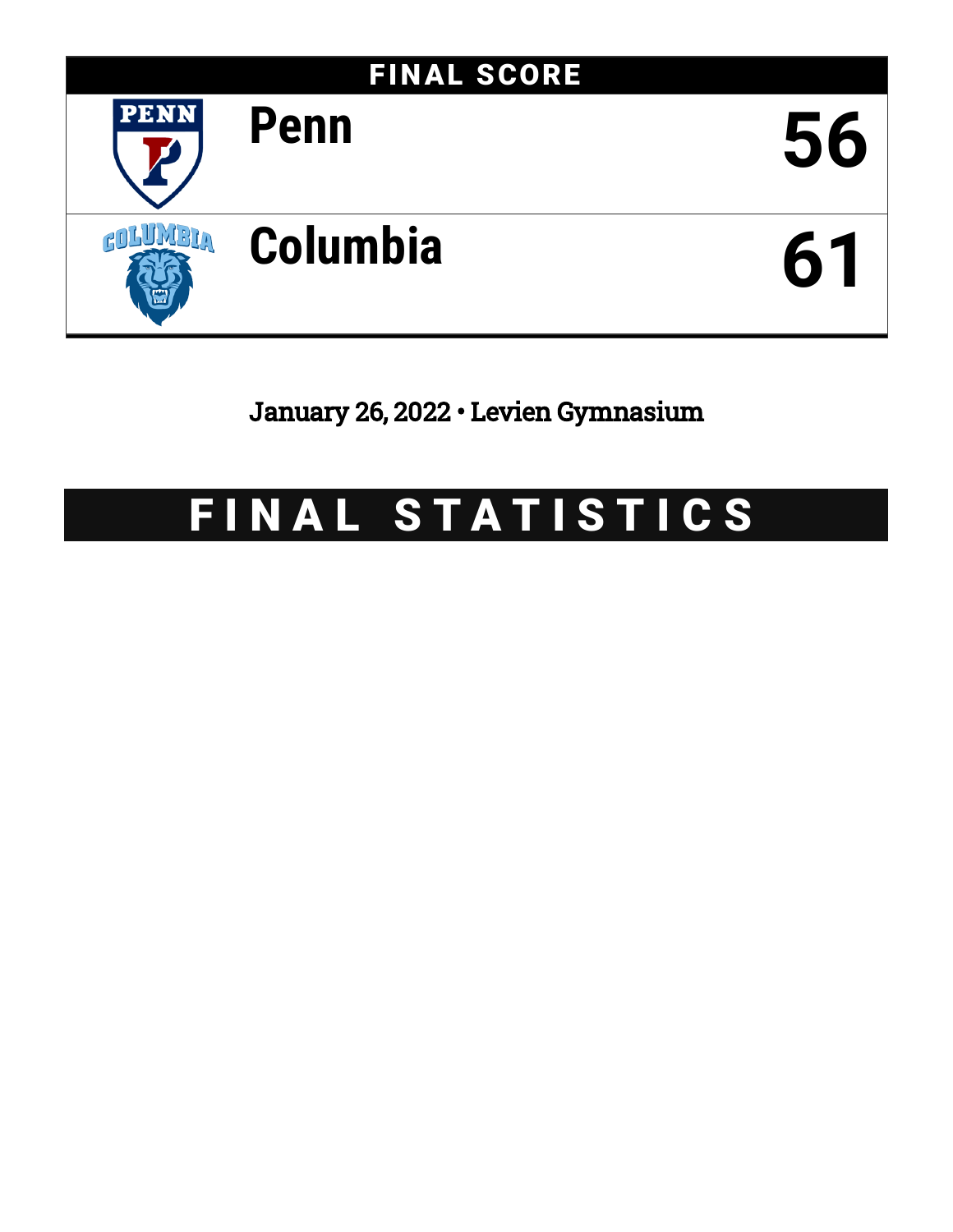## FINAL SCORE

| | |
|---|---|
| Penn | 56 |
| Columbia | 61 |

January 26, 2022 • Levien Gymnasium

# FINAL STATISTICS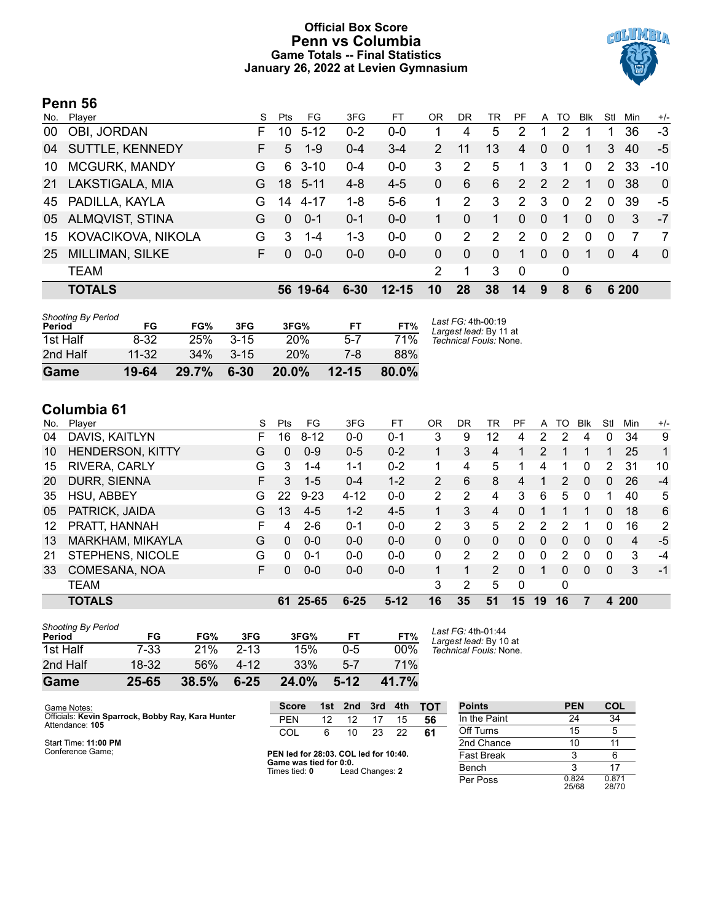# Official Box Score
# Penn vs Columbia
## Game Totals -- Final Statistics
## January 26, 2022 at Levien Gymnasium

## Penn 56

| No. | Player | S | Pts | FG | 3FG | FT | OR | DR | TR | PF | A | TO | Blk | Stl | Min | +/- |
|---|---|---|---|---|---|---|---|---|---|---|---|---|---|---|---|---|
| 00 | OBI, JORDAN | F | 10 | 5-12 | 0-2 | 0-0 | 1 | 4 | 5 | 2 | 1 | 2 | 1 | 1 | 36 | -3 |
| 04 | SUTTLE, KENNEDY | F | 5 | 1-9 | 0-4 | 3-4 | 2 | 11 | 13 | 4 | 0 | 0 | 1 | 3 | 40 | -5 |
| 10 | MCGURK, MANDY | G | 6 | 3-10 | 0-4 | 0-0 | 3 | 2 | 5 | 1 | 3 | 1 | 0 | 2 | 33 | -10 |
| 21 | LAKSTIGALA, MIA | G | 18 | 5-11 | 4-8 | 4-5 | 0 | 6 | 6 | 2 | 2 | 2 | 1 | 0 | 38 | 0 |
| 45 | PADILLA, KAYLA | G | 14 | 4-17 | 1-8 | 5-6 | 1 | 2 | 3 | 2 | 3 | 0 | 2 | 0 | 39 | -5 |
| 05 | ALMQVIST, STINA | G | 0 | 0-1 | 0-1 | 0-0 | 1 | 0 | 1 | 0 | 0 | 1 | 0 | 0 | 3 | -7 |
| 15 | KOVACIKOVA, NIKOLA | G | 3 | 1-4 | 1-3 | 0-0 | 0 | 2 | 2 | 2 | 0 | 2 | 0 | 0 | 7 | 7 |
| 25 | MILLIMAN, SILKE | F | 0 | 0-0 | 0-0 | 0-0 | 0 | 0 | 0 | 1 | 0 | 0 | 1 | 0 | 4 | 0 |
| | TEAM | | | | | | 2 | 1 | 3 | 0 | | 0 | | | | |
| | **TOTALS** | | **56** | **19-64** | **6-30** | **12-15** | **10** | **28** | **38** | **14** | **9** | **8** | **6** | **6** | **200** | |

*Shooting By Period*

| Period | FG | FG% | 3FG | 3FG% | FT | FT% |
|---|---|---|---|---|---|---|
| 1st Half | 8-32 | 25% | 3-15 | 20% | 5-7 | 71% |
| 2nd Half | 11-32 | 34% | 3-15 | 20% | 7-8 | 88% |
| **Game** | **19-64** | **29.7%** | **6-30** | **20.0%** | **12-15** | **80.0%** |

*Last FG:* 4th-00:19
*Largest lead:* By 11 at
*Technical Fouls:* None.

## Columbia 61

| No. | Player | S | Pts | FG | 3FG | FT | OR | DR | TR | PF | A | TO | Blk | Stl | Min | +/- |
|---|---|---|---|---|---|---|---|---|---|---|---|---|---|---|---|---|
| 04 | DAVIS, KAITLYN | F | 16 | 8-12 | 0-0 | 0-1 | 3 | 9 | 12 | 4 | 2 | 2 | 4 | 0 | 34 | 9 |
| 10 | HENDERSON, KITTY | G | 0 | 0-9 | 0-5 | 0-2 | 1 | 3 | 4 | 1 | 2 | 1 | 1 | 1 | 25 | 1 |
| 15 | RIVERA, CARLY | G | 3 | 1-4 | 1-1 | 0-2 | 1 | 4 | 5 | 1 | 4 | 1 | 0 | 2 | 31 | 10 |
| 20 | DURR, SIENNA | F | 3 | 1-5 | 0-4 | 1-2 | 2 | 6 | 8 | 4 | 1 | 2 | 0 | 0 | 26 | -4 |
| 35 | HSU, ABBEY | G | 22 | 9-23 | 4-12 | 0-0 | 2 | 2 | 4 | 3 | 6 | 5 | 0 | 1 | 40 | 5 |
| 05 | PATRICK, JAIDA | G | 13 | 4-5 | 1-2 | 4-5 | 1 | 3 | 4 | 0 | 1 | 1 | 1 | 0 | 18 | 6 |
| 12 | PRATT, HANNAH | F | 4 | 2-6 | 0-1 | 0-0 | 2 | 3 | 5 | 2 | 2 | 2 | 1 | 0 | 16 | 2 |
| 13 | MARKHAM, MIKAYLA | G | 0 | 0-0 | 0-0 | 0-0 | 0 | 0 | 0 | 0 | 0 | 0 | 0 | 0 | 4 | -5 |
| 21 | STEPHENS, NICOLE | G | 0 | 0-1 | 0-0 | 0-0 | 0 | 2 | 2 | 0 | 0 | 2 | 0 | 0 | 3 | -4 |
| 33 | COMESAÑA, NOA | F | 0 | 0-0 | 0-0 | 0-0 | 1 | 1 | 2 | 0 | 1 | 0 | 0 | 0 | 3 | -1 |
| | TEAM | | | | | | 3 | 2 | 5 | 0 | | 0 | | | | |
| | **TOTALS** | | **61** | **25-65** | **6-25** | **5-12** | **16** | **35** | **51** | **15** | **19** | **16** | **7** | **4** | **200** | |

*Shooting By Period*

| Period | FG | FG% | 3FG | 3FG% | FT | FT% |
|---|---|---|---|---|---|---|
| 1st Half | 7-33 | 21% | 2-13 | 15% | 0-5 | 00% |
| 2nd Half | 18-32 | 56% | 4-12 | 33% | 5-7 | 71% |
| **Game** | **25-65** | **38.5%** | **6-25** | **24.0%** | **5-12** | **41.7%** |

*Last FG:* 4th-01:44
*Largest lead:* By 10 at
*Technical Fouls:* None.

Game Notes:
Officials: **Kevin Sparrock, Bobby Ray, Kara Hunter**
Attendance: **105**

Start Time: **11:00 PM**
Conference Game;

| Score | 1st | 2nd | 3rd | 4th | TOT |
|---|---|---|---|---|---|
| PEN | 12 | 12 | 17 | 15 | **56** |
| COL | 6 | 10 | 23 | 22 | **61** |

**PEN led for 28:03. COL led for 10:40.**
**Game was tied for 0:0.**
Times tied: **0** Lead Changes: **2**

| Points | PEN | COL |
|---|---|---|
| In the Paint | 24 | 34 |
| Off Turns | 15 | 5 |
| 2nd Chance | 10 | 11 |
| Fast Break | 3 | 6 |
| Bench | 3 | 17 |
| Per Poss | 0.824 25/68 | 0.871 28/70 |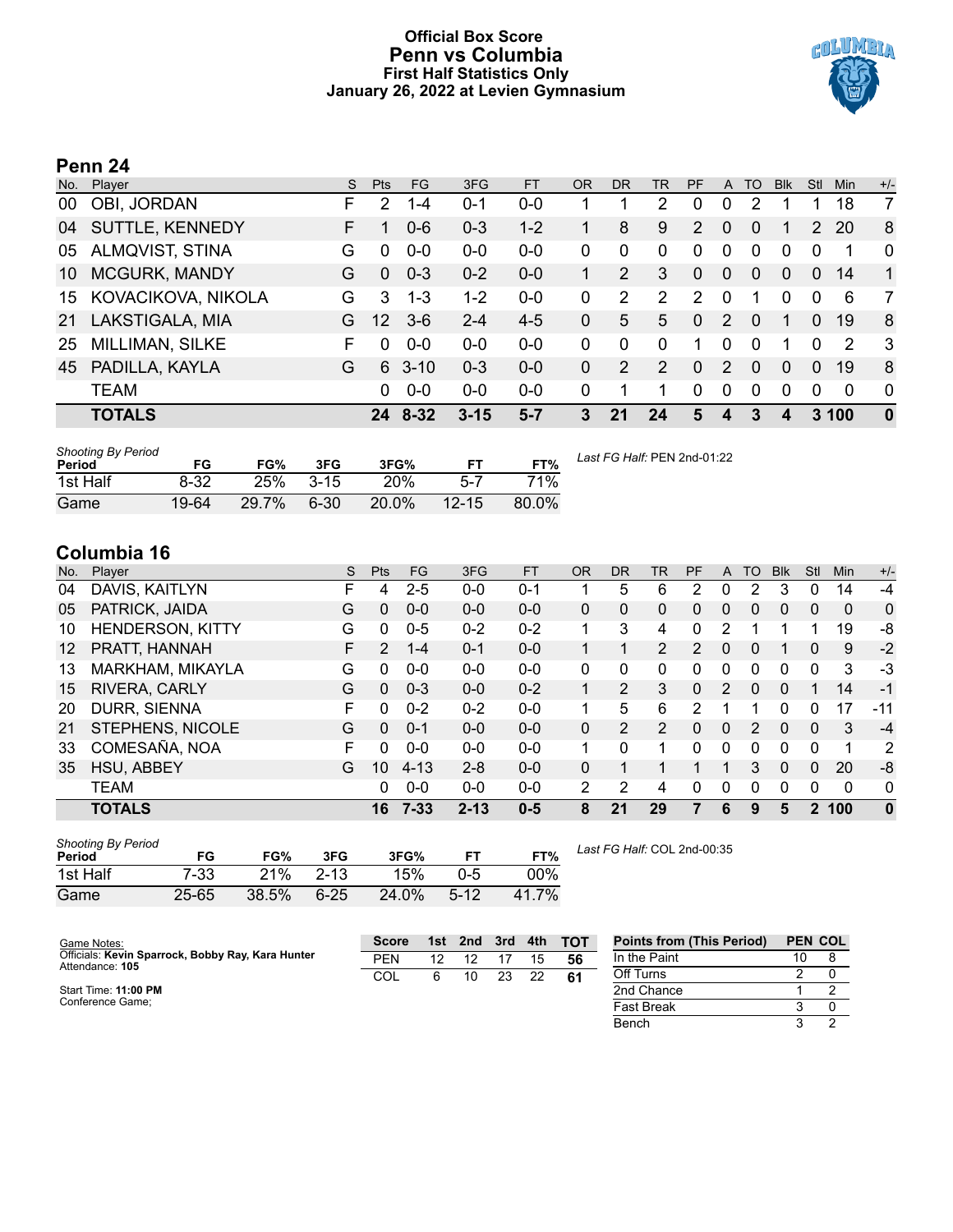# Official Box Score
# Penn vs Columbia
## First Half Statistics Only
## January 26, 2022 at Levien Gymnasium

## Penn 24

| No. | Player | S | Pts | FG | 3FG | FT | OR | DR | TR | PF | A | TO | Blk | Stl | Min | +/- |
|---|---|---|---|---|---|---|---|---|---|---|---|---|---|---|---|---|
| 00 | OBI, JORDAN | F | 2 | 1-4 | 0-1 | 0-0 | 1 | 1 | 2 | 0 | 0 | 2 | 1 | 1 | 18 | 7 |
| 04 | SUTTLE, KENNEDY | F | 1 | 0-6 | 0-3 | 1-2 | 1 | 8 | 9 | 2 | 0 | 0 | 1 | 2 | 20 | 8 |
| 05 | ALMQVIST, STINA | G | 0 | 0-0 | 0-0 | 0-0 | 0 | 0 | 0 | 0 | 0 | 0 | 0 | 0 | 1 | 0 |
| 10 | MCGURK, MANDY | G | 0 | 0-3 | 0-2 | 0-0 | 1 | 2 | 3 | 0 | 0 | 0 | 0 | 0 | 14 | 1 |
| 15 | KOVACIKOVA, NIKOLA | G | 3 | 1-3 | 1-2 | 0-0 | 0 | 2 | 2 | 2 | 0 | 1 | 0 | 0 | 6 | 7 |
| 21 | LAKSTIGALA, MIA | G | 12 | 3-6 | 2-4 | 4-5 | 0 | 5 | 5 | 0 | 2 | 0 | 1 | 0 | 19 | 8 |
| 25 | MILLIMAN, SILKE | F | 0 | 0-0 | 0-0 | 0-0 | 0 | 0 | 0 | 1 | 0 | 0 | 1 | 0 | 2 | 3 |
| 45 | PADILLA, KAYLA | G | 6 | 3-10 | 0-3 | 0-0 | 0 | 2 | 2 | 0 | 2 | 0 | 0 | 0 | 19 | 8 |
| | TEAM | | 0 | 0-0 | 0-0 | 0-0 | 0 | 1 | 1 | 0 | 0 | 0 | 0 | 0 | 0 | 0 |
| | **TOTALS** | | **24** | **8-32** | **3-15** | **5-7** | **3** | **21** | **24** | **5** | **4** | **3** | **4** | **3** | **100** | **0** |

| Shooting By Period Period | FG | FG% | 3FG | 3FG% | FT | FT% |
|---|---|---|---|---|---|---|
| 1st Half | 8-32 | 25% | 3-15 | 20% | 5-7 | 71% |
| Game | 19-64 | 29.7% | 6-30 | 20.0% | 12-15 | 80.0% |

*Last FG Half:* PEN 2nd-01:22

## Columbia 16

| No. | Player | S | Pts | FG | 3FG | FT | OR | DR | TR | PF | A | TO | Blk | Stl | Min | +/- |
|---|---|---|---|---|---|---|---|---|---|---|---|---|---|---|---|---|
| 04 | DAVIS, KAITLYN | F | 4 | 2-5 | 0-0 | 0-1 | 1 | 5 | 6 | 2 | 0 | 2 | 3 | 0 | 14 | -4 |
| 05 | PATRICK, JAIDA | G | 0 | 0-0 | 0-0 | 0-0 | 0 | 0 | 0 | 0 | 0 | 0 | 0 | 0 | 0 | 0 |
| 10 | HENDERSON, KITTY | G | 0 | 0-5 | 0-2 | 0-2 | 1 | 3 | 4 | 0 | 2 | 1 | 1 | 1 | 19 | -8 |
| 12 | PRATT, HANNAH | F | 2 | 1-4 | 0-1 | 0-0 | 1 | 1 | 2 | 2 | 0 | 0 | 1 | 0 | 9 | -2 |
| 13 | MARKHAM, MIKAYLA | G | 0 | 0-0 | 0-0 | 0-0 | 0 | 0 | 0 | 0 | 0 | 0 | 0 | 0 | 3 | -3 |
| 15 | RIVERA, CARLY | G | 0 | 0-3 | 0-0 | 0-2 | 1 | 2 | 3 | 0 | 2 | 0 | 0 | 1 | 14 | -1 |
| 20 | DURR, SIENNA | F | 0 | 0-2 | 0-2 | 0-0 | 1 | 5 | 6 | 2 | 1 | 1 | 0 | 0 | 17 | -11 |
| 21 | STEPHENS, NICOLE | G | 0 | 0-1 | 0-0 | 0-0 | 0 | 2 | 2 | 0 | 0 | 2 | 0 | 0 | 3 | -4 |
| 33 | COMESAÑA, NOA | F | 0 | 0-0 | 0-0 | 0-0 | 1 | 0 | 1 | 0 | 0 | 0 | 0 | 0 | 1 | 2 |
| 35 | HSU, ABBEY | G | 10 | 4-13 | 2-8 | 0-0 | 0 | 1 | 1 | 1 | 1 | 3 | 0 | 0 | 20 | -8 |
| | TEAM | | 0 | 0-0 | 0-0 | 0-0 | 2 | 2 | 4 | 0 | 0 | 0 | 0 | 0 | 0 | 0 |
| | **TOTALS** | | **16** | **7-33** | **2-13** | **0-5** | **8** | **21** | **29** | **7** | **6** | **9** | **5** | **2** | **100** | **0** |

| Shooting By Period Period | FG | FG% | 3FG | 3FG% | FT | FT% |
|---|---|---|---|---|---|---|
| 1st Half | 7-33 | 21% | 2-13 | 15% | 0-5 | 00% |
| Game | 25-65 | 38.5% | 6-25 | 24.0% | 5-12 | 41.7% |

*Last FG Half:* COL 2nd-00:35

Game Notes:
Officials: **Kevin Sparrock, Bobby Ray, Kara Hunter**
Attendance: **105**

Start Time: **11:00 PM**
Conference Game;

| Score | 1st | 2nd | 3rd | 4th | TOT |
|---|---|---|---|---|---|
| PEN | 12 | 12 | 17 | 15 | **56** |
| COL | 6 | 10 | 23 | 22 | **61** |

| Points from (This Period) | PEN | COL |
|---|---|---|
| In the Paint | 10 | 8 |
| Off Turns | 2 | 0 |
| 2nd Chance | 1 | 2 |
| Fast Break | 3 | 0 |
| Bench | 3 | 2 |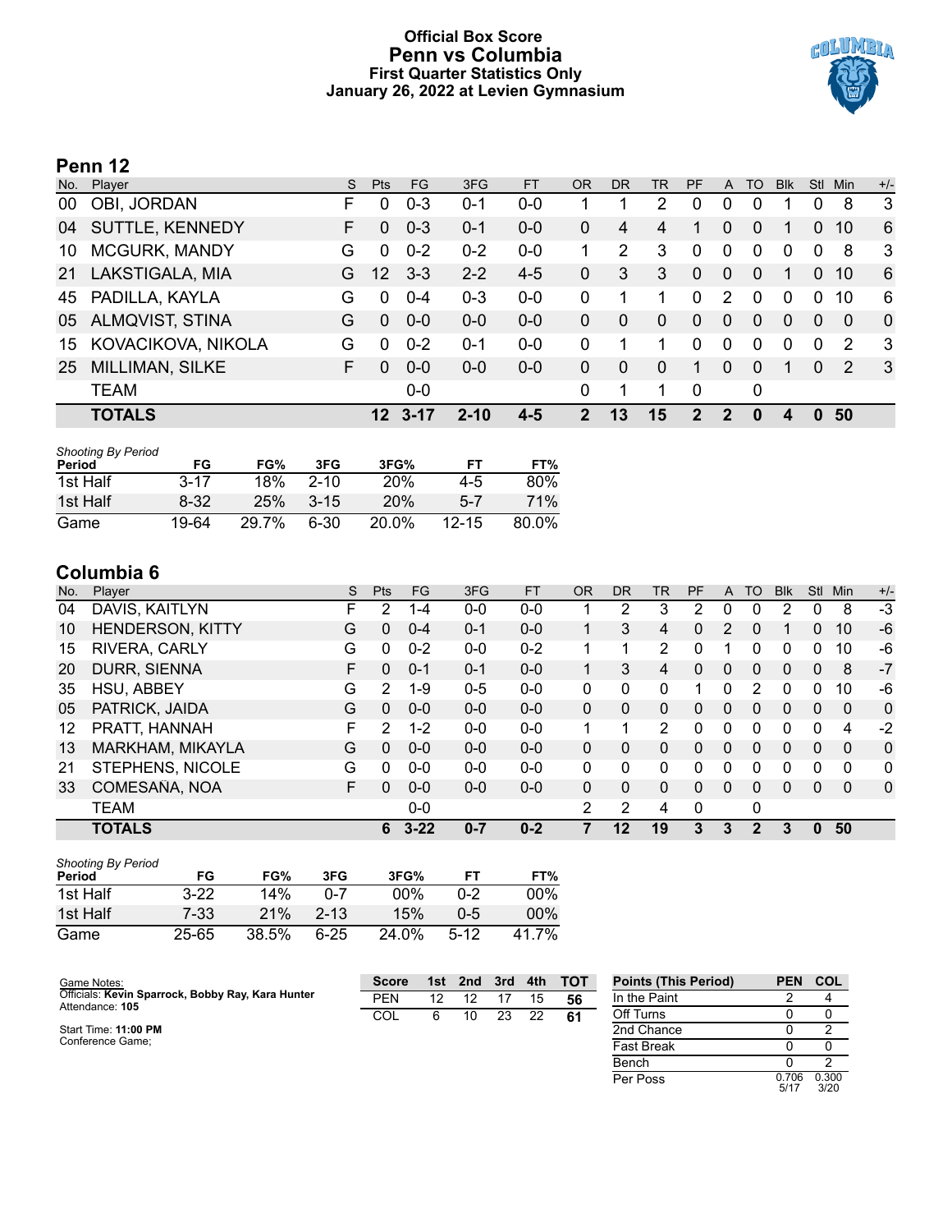# Official Box Score
## Penn vs Columbia
### First Quarter Statistics Only
### January 26, 2022 at Levien Gymnasium

## Penn 12

| No. | Player | S | Pts | FG | 3FG | FT | OR | DR | TR | PF | A | TO | Blk | Stl | Min | +/- |
|---|---|---|---|---|---|---|---|---|---|---|---|---|---|---|---|---|
| 00 | OBI, JORDAN | F | 0 | 0-3 | 0-1 | 0-0 | 1 | 1 | 2 | 0 | 0 | 0 | 1 | 0 | 8 | 3 |
| 04 | SUTTLE, KENNEDY | F | 0 | 0-3 | 0-1 | 0-0 | 0 | 4 | 4 | 1 | 0 | 0 | 1 | 0 | 10 | 6 |
| 10 | MCGURK, MANDY | G | 0 | 0-2 | 0-2 | 0-0 | 1 | 2 | 3 | 0 | 0 | 0 | 0 | 0 | 8 | 3 |
| 21 | LAKSTIGALA, MIA | G | 12 | 3-3 | 2-2 | 4-5 | 0 | 3 | 3 | 0 | 0 | 0 | 1 | 0 | 10 | 6 |
| 45 | PADILLA, KAYLA | G | 0 | 0-4 | 0-3 | 0-0 | 0 | 1 | 1 | 0 | 2 | 0 | 0 | 0 | 10 | 6 |
| 05 | ALMQVIST, STINA | G | 0 | 0-0 | 0-0 | 0-0 | 0 | 0 | 0 | 0 | 0 | 0 | 0 | 0 | 0 | 0 |
| 15 | KOVACIKOVA, NIKOLA | G | 0 | 0-2 | 0-1 | 0-0 | 0 | 1 | 1 | 0 | 0 | 0 | 0 | 0 | 2 | 3 |
| 25 | MILLIMAN, SILKE | F | 0 | 0-0 | 0-0 | 0-0 | 0 | 0 | 0 | 1 | 0 | 0 | 1 | 0 | 2 | 3 |
| | TEAM | | | 0-0 | | | 0 | 1 | 1 | 0 | | 0 | | | | |
| | **TOTALS** | | **12** | **3-17** | **2-10** | **4-5** | **2** | **13** | **15** | **2** | **2** | **0** | **4** | **0** | **50** | |

*Shooting By Period*

| Period | FG | FG% | 3FG | 3FG% | FT | FT% |
|---|---|---|---|---|---|---|
| 1st Half | 3-17 | 18% | 2-10 | 20% | 4-5 | 80% |
| 1st Half | 8-32 | 25% | 3-15 | 20% | 5-7 | 71% |
| Game | 19-64 | 29.7% | 6-30 | 20.0% | 12-15 | 80.0% |

## Columbia 6

| No. | Player | S | Pts | FG | 3FG | FT | OR | DR | TR | PF | A | TO | Blk | Stl | Min | +/- |
|---|---|---|---|---|---|---|---|---|---|---|---|---|---|---|---|---|
| 04 | DAVIS, KAITLYN | F | 2 | 1-4 | 0-0 | 0-0 | 1 | 2 | 3 | 2 | 0 | 0 | 2 | 0 | 8 | -3 |
| 10 | HENDERSON, KITTY | G | 0 | 0-4 | 0-1 | 0-0 | 1 | 3 | 4 | 0 | 2 | 0 | 1 | 0 | 10 | -6 |
| 15 | RIVERA, CARLY | G | 0 | 0-2 | 0-0 | 0-2 | 1 | 1 | 2 | 0 | 1 | 0 | 0 | 0 | 10 | -6 |
| 20 | DURR, SIENNA | F | 0 | 0-1 | 0-1 | 0-0 | 1 | 3 | 4 | 0 | 0 | 0 | 0 | 0 | 8 | -7 |
| 35 | HSU, ABBEY | G | 2 | 1-9 | 0-5 | 0-0 | 0 | 0 | 0 | 1 | 0 | 2 | 0 | 0 | 10 | -6 |
| 05 | PATRICK, JAIDA | G | 0 | 0-0 | 0-0 | 0-0 | 0 | 0 | 0 | 0 | 0 | 0 | 0 | 0 | 0 | 0 |
| 12 | PRATT, HANNAH | F | 2 | 1-2 | 0-0 | 0-0 | 1 | 1 | 2 | 0 | 0 | 0 | 0 | 0 | 4 | -2 |
| 13 | MARKHAM, MIKAYLA | G | 0 | 0-0 | 0-0 | 0-0 | 0 | 0 | 0 | 0 | 0 | 0 | 0 | 0 | 0 | 0 |
| 21 | STEPHENS, NICOLE | G | 0 | 0-0 | 0-0 | 0-0 | 0 | 0 | 0 | 0 | 0 | 0 | 0 | 0 | 0 | 0 |
| 33 | COMESAÑA, NOA | F | 0 | 0-0 | 0-0 | 0-0 | 0 | 0 | 0 | 0 | 0 | 0 | 0 | 0 | 0 | 0 |
| | TEAM | | | 0-0 | | | 2 | 2 | 4 | 0 | | 0 | | | | |
| | **TOTALS** | | **6** | **3-22** | **0-7** | **0-2** | **7** | **12** | **19** | **3** | **3** | **2** | **3** | **0** | **50** | |

*Shooting By Period*

| Period | FG | FG% | 3FG | 3FG% | FT | FT% |
|---|---|---|---|---|---|---|
| 1st Half | 3-22 | 14% | 0-7 | 00% | 0-2 | 00% |
| 1st Half | 7-33 | 21% | 2-13 | 15% | 0-5 | 00% |
| Game | 25-65 | 38.5% | 6-25 | 24.0% | 5-12 | 41.7% |

Game Notes:
Officials: **Kevin Sparrock, Bobby Ray, Kara Hunter**
Attendance: **105**

Start Time: **11:00 PM**
Conference Game;

| Score | 1st | 2nd | 3rd | 4th | TOT |
|---|---|---|---|---|---|
| PEN | 12 | 12 | 17 | 15 | **56** |
| COL | 6 | 10 | 23 | 22 | **61** |

| Points (This Period) | PEN | COL |
|---|---|---|
| In the Paint | 2 | 4 |
| Off Turns | 0 | 0 |
| 2nd Chance | 0 | 2 |
| Fast Break | 0 | 0 |
| Bench | 0 | 2 |
| Per Poss | 0.706 5/17 | 0.300 3/20 |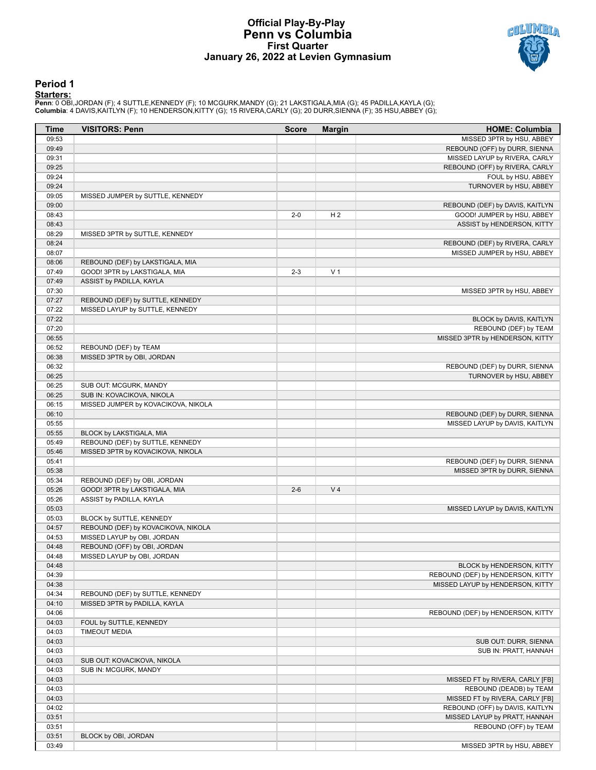# Official Play-By-Play
# Penn vs Columbia
## First Quarter
## January 26, 2022 at Levien Gymnasium

### Period 1

**Starters:**

**Penn**: 0 OBI,JORDAN (F); 4 SUTTLE,KENNEDY (F); 10 MCGURK,MANDY (G); 21 LAKSTIGALA,MIA (G); 45 PADILLA,KAYLA (G);
**Columbia**: 4 DAVIS,KAITLYN (F); 10 HENDERSON,KITTY (G); 15 RIVERA,CARLY (G); 20 DURR,SIENNA (F); 35 HSU,ABBEY (G);

| Time | VISITORS: Penn | Score | Margin | HOME: Columbia |
|---|---|---|---|---|
| 09:53 | | | | MISSED 3PTR by HSU, ABBEY |
| 09:49 | | | | REBOUND (OFF) by DURR, SIENNA |
| 09:31 | | | | MISSED LAYUP by RIVERA, CARLY |
| 09:25 | | | | REBOUND (OFF) by RIVERA, CARLY |
| 09:24 | | | | FOUL by HSU, ABBEY |
| 09:24 | | | | TURNOVER by HSU, ABBEY |
| 09:05 | MISSED JUMPER by SUTTLE, KENNEDY | | | |
| 09:00 | | | | REBOUND (DEF) by DAVIS, KAITLYN |
| 08:43 | | 2-0 | H 2 | GOOD! JUMPER by HSU, ABBEY |
| 08:43 | | | | ASSIST by HENDERSON, KITTY |
| 08:29 | MISSED 3PTR by SUTTLE, KENNEDY | | | |
| 08:24 | | | | REBOUND (DEF) by RIVERA, CARLY |
| 08:07 | | | | MISSED JUMPER by HSU, ABBEY |
| 08:06 | REBOUND (DEF) by LAKSTIGALA, MIA | | | |
| 07:49 | GOOD! 3PTR by LAKSTIGALA, MIA | 2-3 | V 1 | |
| 07:49 | ASSIST by PADILLA, KAYLA | | | |
| 07:30 | | | | MISSED 3PTR by HSU, ABBEY |
| 07:27 | REBOUND (DEF) by SUTTLE, KENNEDY | | | |
| 07:22 | MISSED LAYUP by SUTTLE, KENNEDY | | | |
| 07:22 | | | | BLOCK by DAVIS, KAITLYN |
| 07:20 | | | | REBOUND (DEF) by TEAM |
| 06:55 | | | | MISSED 3PTR by HENDERSON, KITTY |
| 06:52 | REBOUND (DEF) by TEAM | | | |
| 06:38 | MISSED 3PTR by OBI, JORDAN | | | |
| 06:32 | | | | REBOUND (DEF) by DURR, SIENNA |
| 06:25 | | | | TURNOVER by HSU, ABBEY |
| 06:25 | SUB OUT: MCGURK, MANDY | | | |
| 06:25 | SUB IN: KOVACIKOVA, NIKOLA | | | |
| 06:15 | MISSED JUMPER by KOVACIKOVA, NIKOLA | | | |
| 06:10 | | | | REBOUND (DEF) by DURR, SIENNA |
| 05:55 | | | | MISSED LAYUP by DAVIS, KAITLYN |
| 05:55 | BLOCK by LAKSTIGALA, MIA | | | |
| 05:49 | REBOUND (DEF) by SUTTLE, KENNEDY | | | |
| 05:46 | MISSED 3PTR by KOVACIKOVA, NIKOLA | | | |
| 05:41 | | | | REBOUND (DEF) by DURR, SIENNA |
| 05:38 | | | | MISSED 3PTR by DURR, SIENNA |
| 05:34 | REBOUND (DEF) by OBI, JORDAN | | | |
| 05:26 | GOOD! 3PTR by LAKSTIGALA, MIA | 2-6 | V 4 | |
| 05:26 | ASSIST by PADILLA, KAYLA | | | |
| 05:03 | | | | MISSED LAYUP by DAVIS, KAITLYN |
| 05:03 | BLOCK by SUTTLE, KENNEDY | | | |
| 04:57 | REBOUND (DEF) by KOVACIKOVA, NIKOLA | | | |
| 04:53 | MISSED LAYUP by OBI, JORDAN | | | |
| 04:48 | REBOUND (OFF) by OBI, JORDAN | | | |
| 04:48 | MISSED LAYUP by OBI, JORDAN | | | |
| 04:48 | | | | BLOCK by HENDERSON, KITTY |
| 04:39 | | | | REBOUND (DEF) by HENDERSON, KITTY |
| 04:38 | | | | MISSED LAYUP by HENDERSON, KITTY |
| 04:34 | REBOUND (DEF) by SUTTLE, KENNEDY | | | |
| 04:10 | MISSED 3PTR by PADILLA, KAYLA | | | |
| 04:06 | | | | REBOUND (DEF) by HENDERSON, KITTY |
| 04:03 | FOUL by SUTTLE, KENNEDY | | | |
| 04:03 | TIMEOUT MEDIA | | | |
| 04:03 | | | | SUB OUT: DURR, SIENNA |
| 04:03 | | | | SUB IN: PRATT, HANNAH |
| 04:03 | SUB OUT: KOVACIKOVA, NIKOLA | | | |
| 04:03 | SUB IN: MCGURK, MANDY | | | |
| 04:03 | | | | MISSED FT by RIVERA, CARLY [FB] |
| 04:03 | | | | REBOUND (DEADB) by TEAM |
| 04:03 | | | | MISSED FT by RIVERA, CARLY [FB] |
| 04:02 | | | | REBOUND (OFF) by DAVIS, KAITLYN |
| 03:51 | | | | MISSED LAYUP by PRATT, HANNAH |
| 03:51 | | | | REBOUND (OFF) by TEAM |
| 03:51 | BLOCK by OBI, JORDAN | | | |
| 03:49 | | | | MISSED 3PTR by HSU, ABBEY |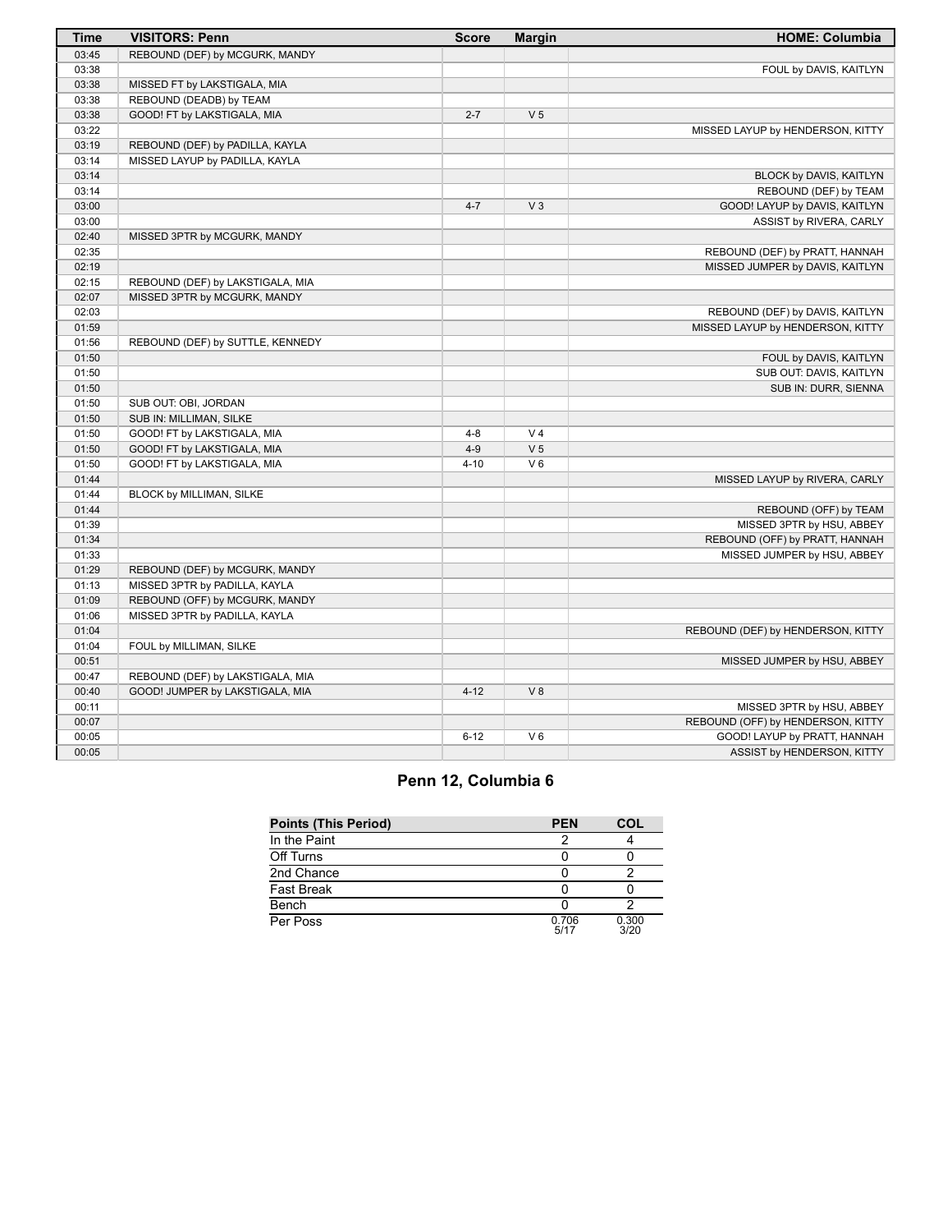| Time | VISITORS: Penn | Score | Margin | HOME: Columbia |
|---|---|---|---|---|
| 03:45 | REBOUND (DEF) by MCGURK, MANDY | | | |
| 03:38 | | | | FOUL by DAVIS, KAITLYN |
| 03:38 | MISSED FT by LAKSTIGALA, MIA | | | |
| 03:38 | REBOUND (DEADB) by TEAM | | | |
| 03:38 | GOOD! FT by LAKSTIGALA, MIA | 2-7 | V 5 | |
| 03:22 | | | | MISSED LAYUP by HENDERSON, KITTY |
| 03:19 | REBOUND (DEF) by PADILLA, KAYLA | | | |
| 03:14 | MISSED LAYUP by PADILLA, KAYLA | | | |
| 03:14 | | | | BLOCK by DAVIS, KAITLYN |
| 03:14 | | | | REBOUND (DEF) by TEAM |
| 03:00 | | 4-7 | V 3 | GOOD! LAYUP by DAVIS, KAITLYN |
| 03:00 | | | | ASSIST by RIVERA, CARLY |
| 02:40 | MISSED 3PTR by MCGURK, MANDY | | | |
| 02:35 | | | | REBOUND (DEF) by PRATT, HANNAH |
| 02:19 | | | | MISSED JUMPER by DAVIS, KAITLYN |
| 02:15 | REBOUND (DEF) by LAKSTIGALA, MIA | | | |
| 02:07 | MISSED 3PTR by MCGURK, MANDY | | | |
| 02:03 | | | | REBOUND (DEF) by DAVIS, KAITLYN |
| 01:59 | | | | MISSED LAYUP by HENDERSON, KITTY |
| 01:56 | REBOUND (DEF) by SUTTLE, KENNEDY | | | |
| 01:50 | | | | FOUL by DAVIS, KAITLYN |
| 01:50 | | | | SUB OUT: DAVIS, KAITLYN |
| 01:50 | | | | SUB IN: DURR, SIENNA |
| 01:50 | SUB OUT: OBI, JORDAN | | | |
| 01:50 | SUB IN: MILLIMAN, SILKE | | | |
| 01:50 | GOOD! FT by LAKSTIGALA, MIA | 4-8 | V 4 | |
| 01:50 | GOOD! FT by LAKSTIGALA, MIA | 4-9 | V 5 | |
| 01:50 | GOOD! FT by LAKSTIGALA, MIA | 4-10 | V 6 | |
| 01:44 | | | | MISSED LAYUP by RIVERA, CARLY |
| 01:44 | BLOCK by MILLIMAN, SILKE | | | |
| 01:44 | | | | REBOUND (OFF) by TEAM |
| 01:39 | | | | MISSED 3PTR by HSU, ABBEY |
| 01:34 | | | | REBOUND (OFF) by PRATT, HANNAH |
| 01:33 | | | | MISSED JUMPER by HSU, ABBEY |
| 01:29 | REBOUND (DEF) by MCGURK, MANDY | | | |
| 01:13 | MISSED 3PTR by PADILLA, KAYLA | | | |
| 01:09 | REBOUND (OFF) by MCGURK, MANDY | | | |
| 01:06 | MISSED 3PTR by PADILLA, KAYLA | | | |
| 01:04 | | | | REBOUND (DEF) by HENDERSON, KITTY |
| 01:04 | FOUL by MILLIMAN, SILKE | | | |
| 00:51 | | | | MISSED JUMPER by HSU, ABBEY |
| 00:47 | REBOUND (DEF) by LAKSTIGALA, MIA | | | |
| 00:40 | GOOD! JUMPER by LAKSTIGALA, MIA | 4-12 | V 8 | |
| 00:11 | | | | MISSED 3PTR by HSU, ABBEY |
| 00:07 | | | | REBOUND (OFF) by HENDERSON, KITTY |
| 00:05 | | 6-12 | V 6 | GOOD! LAYUP by PRATT, HANNAH |
| 00:05 | | | | ASSIST by HENDERSON, KITTY |

## Penn 12, Columbia 6

| Points (This Period) | PEN | COL |
|---|---|---|
| In the Paint | 2 | 4 |
| Off Turns | 0 | 0 |
| 2nd Chance | 0 | 2 |
| Fast Break | 0 | 0 |
| Bench | 0 | 2 |
| Per Poss | 0.706 5/17 | 0.300 3/20 |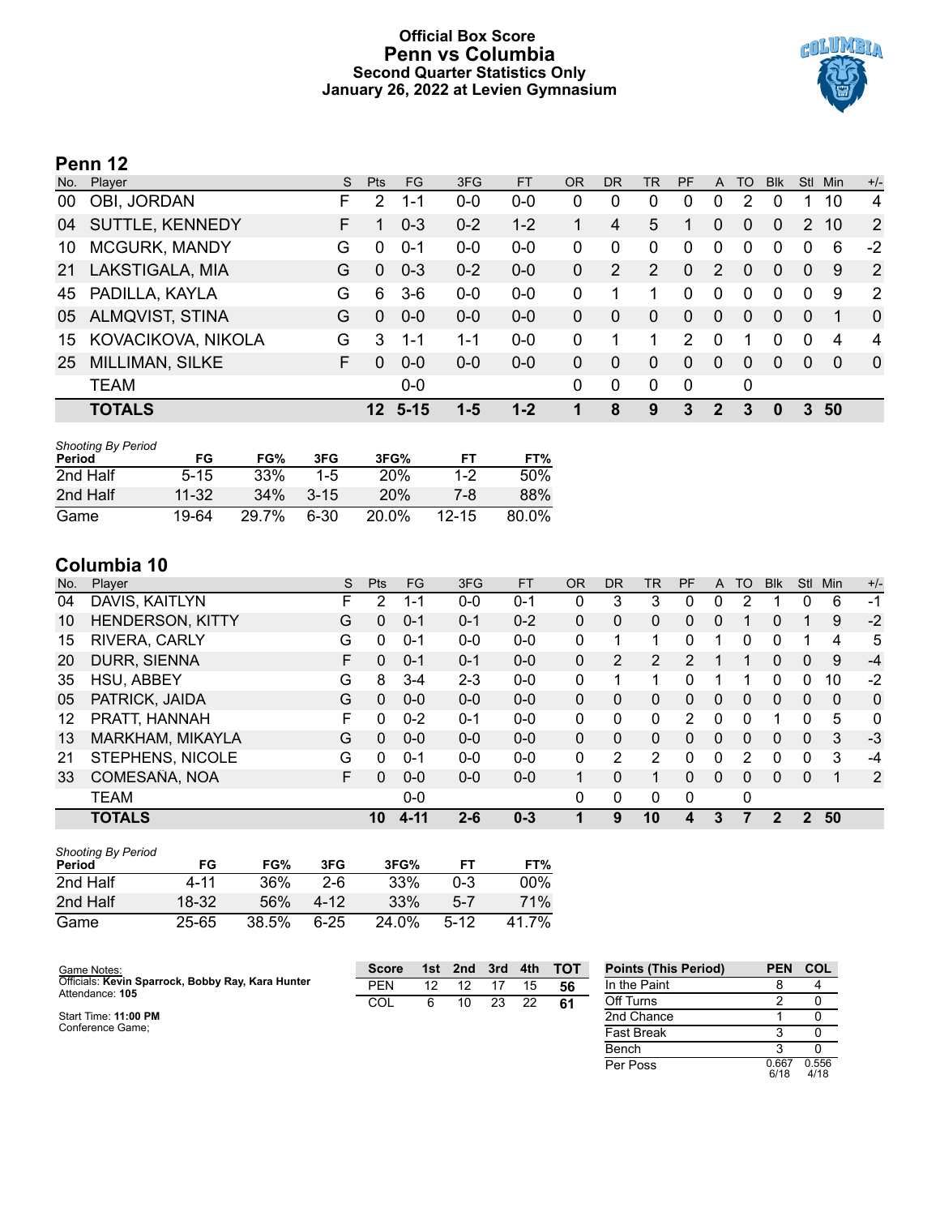# Official Box Score
## Penn vs Columbia
### Second Quarter Statistics Only
### January 26, 2022 at Levien Gymnasium

## Penn 12

| No. | Player | S | Pts | FG | 3FG | FT | OR | DR | TR | PF | A | TO | Blk | Stl | Min | +/- |
|---|---|---|---|---|---|---|---|---|---|---|---|---|---|---|---|---|
| 00 | OBI, JORDAN | F | 2 | 1-1 | 0-0 | 0-0 | 0 | 0 | 0 | 0 | 0 | 2 | 0 | 1 | 10 | 4 |
| 04 | SUTTLE, KENNEDY | F | 1 | 0-3 | 0-2 | 1-2 | 1 | 4 | 5 | 1 | 0 | 0 | 0 | 2 | 10 | 2 |
| 10 | MCGURK, MANDY | G | 0 | 0-1 | 0-0 | 0-0 | 0 | 0 | 0 | 0 | 0 | 0 | 0 | 0 | 6 | -2 |
| 21 | LAKSTIGALA, MIA | G | 0 | 0-3 | 0-2 | 0-0 | 0 | 2 | 2 | 0 | 2 | 0 | 0 | 0 | 9 | 2 |
| 45 | PADILLA, KAYLA | G | 6 | 3-6 | 0-0 | 0-0 | 0 | 1 | 1 | 0 | 0 | 0 | 0 | 0 | 9 | 2 |
| 05 | ALMQVIST, STINA | G | 0 | 0-0 | 0-0 | 0-0 | 0 | 0 | 0 | 0 | 0 | 0 | 0 | 0 | 1 | 0 |
| 15 | KOVACIKOVA, NIKOLA | G | 3 | 1-1 | 1-1 | 0-0 | 0 | 1 | 1 | 2 | 0 | 1 | 0 | 0 | 4 | 4 |
| 25 | MILLIMAN, SILKE | F | 0 | 0-0 | 0-0 | 0-0 | 0 | 0 | 0 | 0 | 0 | 0 | 0 | 0 | 0 | 0 |
| | TEAM | | | 0-0 | | | 0 | 0 | 0 | 0 | | 0 | | | | |
| | **TOTALS** | | **12** | **5-15** | **1-5** | **1-2** | **1** | **8** | **9** | **3** | **2** | **3** | **0** | **3** | **50** | |

*Shooting By Period*

| Period | FG | FG% | 3FG | 3FG% | FT | FT% |
|---|---|---|---|---|---|---|
| 2nd Half | 5-15 | 33% | 1-5 | 20% | 1-2 | 50% |
| 2nd Half | 11-32 | 34% | 3-15 | 20% | 7-8 | 88% |
| Game | 19-64 | 29.7% | 6-30 | 20.0% | 12-15 | 80.0% |

## Columbia 10

| No. | Player | S | Pts | FG | 3FG | FT | OR | DR | TR | PF | A | TO | Blk | Stl | Min | +/- |
|---|---|---|---|---|---|---|---|---|---|---|---|---|---|---|---|---|
| 04 | DAVIS, KAITLYN | F | 2 | 1-1 | 0-0 | 0-1 | 0 | 3 | 3 | 0 | 0 | 2 | 1 | 0 | 6 | -1 |
| 10 | HENDERSON, KITTY | G | 0 | 0-1 | 0-1 | 0-2 | 0 | 0 | 0 | 0 | 0 | 1 | 0 | 1 | 9 | -2 |
| 15 | RIVERA, CARLY | G | 0 | 0-1 | 0-0 | 0-0 | 0 | 1 | 1 | 0 | 1 | 0 | 0 | 1 | 4 | 5 |
| 20 | DURR, SIENNA | F | 0 | 0-1 | 0-1 | 0-0 | 0 | 2 | 2 | 2 | 1 | 1 | 0 | 0 | 9 | -4 |
| 35 | HSU, ABBEY | G | 8 | 3-4 | 2-3 | 0-0 | 0 | 1 | 1 | 0 | 1 | 1 | 0 | 0 | 10 | -2 |
| 05 | PATRICK, JAIDA | G | 0 | 0-0 | 0-0 | 0-0 | 0 | 0 | 0 | 0 | 0 | 0 | 0 | 0 | 0 | 0 |
| 12 | PRATT, HANNAH | F | 0 | 0-2 | 0-1 | 0-0 | 0 | 0 | 0 | 2 | 0 | 0 | 1 | 0 | 5 | 0 |
| 13 | MARKHAM, MIKAYLA | G | 0 | 0-0 | 0-0 | 0-0 | 0 | 0 | 0 | 0 | 0 | 0 | 0 | 0 | 3 | -3 |
| 21 | STEPHENS, NICOLE | G | 0 | 0-1 | 0-0 | 0-0 | 0 | 2 | 2 | 0 | 0 | 2 | 0 | 0 | 3 | -4 |
| 33 | COMESAÑA, NOA | F | 0 | 0-0 | 0-0 | 0-0 | 1 | 0 | 1 | 0 | 0 | 0 | 0 | 0 | 1 | 2 |
| | TEAM | | | 0-0 | | | 0 | 0 | 0 | 0 | | 0 | | | | |
| | **TOTALS** | | **10** | **4-11** | **2-6** | **0-3** | **1** | **9** | **10** | **4** | **3** | **7** | **2** | **2** | **50** | |

*Shooting By Period*

| Period | FG | FG% | 3FG | 3FG% | FT | FT% |
|---|---|---|---|---|---|---|
| 2nd Half | 4-11 | 36% | 2-6 | 33% | 0-3 | 00% |
| 2nd Half | 18-32 | 56% | 4-12 | 33% | 5-7 | 71% |
| Game | 25-65 | 38.5% | 6-25 | 24.0% | 5-12 | 41.7% |

Game Notes:
Officials: **Kevin Sparrock, Bobby Ray, Kara Hunter**
Attendance: **105**

Start Time: **11:00 PM**
Conference Game;

| Score | 1st | 2nd | 3rd | 4th | TOT |
|---|---|---|---|---|---|
| PEN | 12 | 12 | 17 | 15 | **56** |
| COL | 6 | 10 | 23 | 22 | **61** |

| Points (This Period) | PEN | COL |
|---|---|---|
| In the Paint | 8 | 4 |
| Off Turns | 2 | 0 |
| 2nd Chance | 1 | 0 |
| Fast Break | 3 | 0 |
| Bench | 3 | 0 |
| Per Poss | 0.667 6/18 | 0.556 4/18 |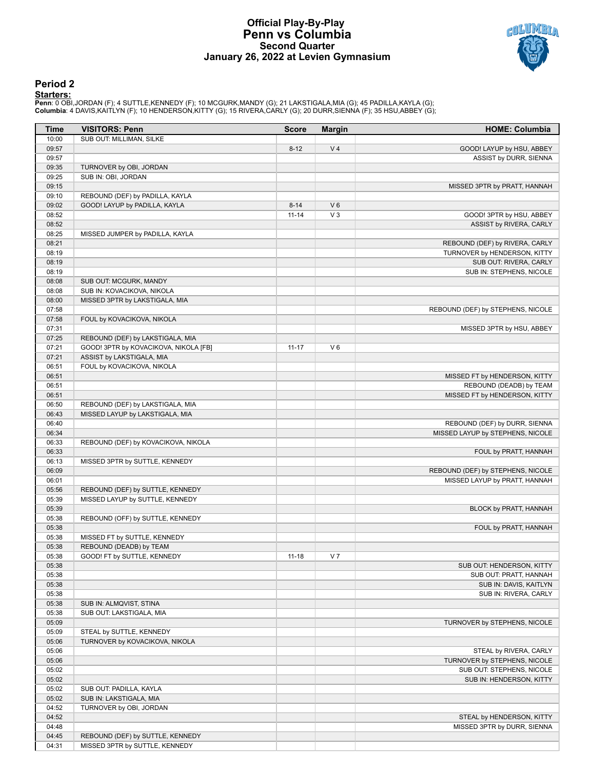# Official Play-By-Play
# Penn vs Columbia
## Second Quarter
## January 26, 2022 at Levien Gymnasium

### Period 2

**Starters:**

**Penn**: 0 OBI,JORDAN (F); 4 SUTTLE,KENNEDY (F); 10 MCGURK,MANDY (G); 21 LAKSTIGALA,MIA (G); 45 PADILLA,KAYLA (G);
**Columbia**: 4 DAVIS,KAITLYN (F); 10 HENDERSON,KITTY (G); 15 RIVERA,CARLY (G); 20 DURR,SIENNA (F); 35 HSU,ABBEY (G);

| Time | VISITORS: Penn | Score | Margin | HOME: Columbia |
|---|---|---|---|---|
| 10:00 | SUB OUT: MILLIMAN, SILKE | | | |
| 09:57 | | 8-12 | V 4 | GOOD! LAYUP by HSU, ABBEY |
| 09:57 | | | | ASSIST by DURR, SIENNA |
| 09:35 | TURNOVER by OBI, JORDAN | | | |
| 09:25 | SUB IN: OBI, JORDAN | | | |
| 09:15 | | | | MISSED 3PTR by PRATT, HANNAH |
| 09:10 | REBOUND (DEF) by PADILLA, KAYLA | | | |
| 09:02 | GOOD! LAYUP by PADILLA, KAYLA | 8-14 | V 6 | |
| 08:52 | | 11-14 | V 3 | GOOD! 3PTR by HSU, ABBEY |
| 08:52 | | | | ASSIST by RIVERA, CARLY |
| 08:25 | MISSED JUMPER by PADILLA, KAYLA | | | |
| 08:21 | | | | REBOUND (DEF) by RIVERA, CARLY |
| 08:19 | | | | TURNOVER by HENDERSON, KITTY |
| 08:19 | | | | SUB OUT: RIVERA, CARLY |
| 08:19 | | | | SUB IN: STEPHENS, NICOLE |
| 08:08 | SUB OUT: MCGURK, MANDY | | | |
| 08:08 | SUB IN: KOVACIKOVA, NIKOLA | | | |
| 08:00 | MISSED 3PTR by LAKSTIGALA, MIA | | | |
| 07:58 | | | | REBOUND (DEF) by STEPHENS, NICOLE |
| 07:58 | FOUL by KOVACIKOVA, NIKOLA | | | |
| 07:31 | | | | MISSED 3PTR by HSU, ABBEY |
| 07:25 | REBOUND (DEF) by LAKSTIGALA, MIA | | | |
| 07:21 | GOOD! 3PTR by KOVACIKOVA, NIKOLA [FB] | 11-17 | V 6 | |
| 07:21 | ASSIST by LAKSTIGALA, MIA | | | |
| 06:51 | FOUL by KOVACIKOVA, NIKOLA | | | |
| 06:51 | | | | MISSED FT by HENDERSON, KITTY |
| 06:51 | | | | REBOUND (DEADB) by TEAM |
| 06:51 | | | | MISSED FT by HENDERSON, KITTY |
| 06:50 | REBOUND (DEF) by LAKSTIGALA, MIA | | | |
| 06:43 | MISSED LAYUP by LAKSTIGALA, MIA | | | |
| 06:40 | | | | REBOUND (DEF) by DURR, SIENNA |
| 06:34 | | | | MISSED LAYUP by STEPHENS, NICOLE |
| 06:33 | REBOUND (DEF) by KOVACIKOVA, NIKOLA | | | |
| 06:33 | | | | FOUL by PRATT, HANNAH |
| 06:13 | MISSED 3PTR by SUTTLE, KENNEDY | | | |
| 06:09 | | | | REBOUND (DEF) by STEPHENS, NICOLE |
| 06:01 | | | | MISSED LAYUP by PRATT, HANNAH |
| 05:56 | REBOUND (DEF) by SUTTLE, KENNEDY | | | |
| 05:39 | MISSED LAYUP by SUTTLE, KENNEDY | | | |
| 05:39 | | | | BLOCK by PRATT, HANNAH |
| 05:38 | REBOUND (OFF) by SUTTLE, KENNEDY | | | |
| 05:38 | | | | FOUL by PRATT, HANNAH |
| 05:38 | MISSED FT by SUTTLE, KENNEDY | | | |
| 05:38 | REBOUND (DEADB) by TEAM | | | |
| 05:38 | GOOD! FT by SUTTLE, KENNEDY | 11-18 | V 7 | |
| 05:38 | | | | SUB OUT: HENDERSON, KITTY |
| 05:38 | | | | SUB OUT: PRATT, HANNAH |
| 05:38 | | | | SUB IN: DAVIS, KAITLYN |
| 05:38 | | | | SUB IN: RIVERA, CARLY |
| 05:38 | SUB IN: ALMQVIST, STINA | | | |
| 05:38 | SUB OUT: LAKSTIGALA, MIA | | | |
| 05:09 | | | | TURNOVER by STEPHENS, NICOLE |
| 05:09 | STEAL by SUTTLE, KENNEDY | | | |
| 05:06 | TURNOVER by KOVACIKOVA, NIKOLA | | | |
| 05:06 | | | | STEAL by RIVERA, CARLY |
| 05:06 | | | | TURNOVER by STEPHENS, NICOLE |
| 05:02 | | | | SUB OUT: STEPHENS, NICOLE |
| 05:02 | | | | SUB IN: HENDERSON, KITTY |
| 05:02 | SUB OUT: PADILLA, KAYLA | | | |
| 05:02 | SUB IN: LAKSTIGALA, MIA | | | |
| 04:52 | TURNOVER by OBI, JORDAN | | | |
| 04:52 | | | | STEAL by HENDERSON, KITTY |
| 04:48 | | | | MISSED 3PTR by DURR, SIENNA |
| 04:45 | REBOUND (DEF) by SUTTLE, KENNEDY | | | |
| 04:31 | MISSED 3PTR by SUTTLE, KENNEDY | | | |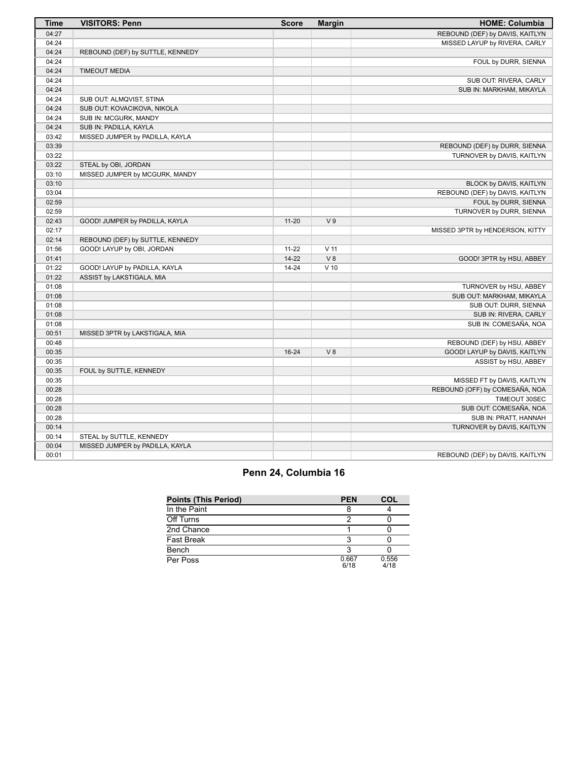| Time | VISITORS: Penn | Score | Margin | HOME: Columbia |
| --- | --- | --- | --- | --- |
| 04:27 | | | | REBOUND (DEF) by DAVIS, KAITLYN |
| 04:24 | | | | MISSED LAYUP by RIVERA, CARLY |
| 04:24 | REBOUND (DEF) by SUTTLE, KENNEDY | | | |
| 04:24 | | | | FOUL by DURR, SIENNA |
| 04:24 | TIMEOUT MEDIA | | | |
| 04:24 | | | | SUB OUT: RIVERA, CARLY |
| 04:24 | | | | SUB IN: MARKHAM, MIKAYLA |
| 04:24 | SUB OUT: ALMQVIST, STINA | | | |
| 04:24 | SUB OUT: KOVACIKOVA, NIKOLA | | | |
| 04:24 | SUB IN: MCGURK, MANDY | | | |
| 04:24 | SUB IN: PADILLA, KAYLA | | | |
| 03:42 | MISSED JUMPER by PADILLA, KAYLA | | | |
| 03:39 | | | | REBOUND (DEF) by DURR, SIENNA |
| 03:22 | | | | TURNOVER by DAVIS, KAITLYN |
| 03:22 | STEAL by OBI, JORDAN | | | |
| 03:10 | MISSED JUMPER by MCGURK, MANDY | | | |
| 03:10 | | | | BLOCK by DAVIS, KAITLYN |
| 03:04 | | | | REBOUND (DEF) by DAVIS, KAITLYN |
| 02:59 | | | | FOUL by DURR, SIENNA |
| 02:59 | | | | TURNOVER by DURR, SIENNA |
| 02:43 | GOOD! JUMPER by PADILLA, KAYLA | 11-20 | V 9 | |
| 02:17 | | | | MISSED 3PTR by HENDERSON, KITTY |
| 02:14 | REBOUND (DEF) by SUTTLE, KENNEDY | | | |
| 01:56 | GOOD! LAYUP by OBI, JORDAN | 11-22 | V 11 | |
| 01:41 | | 14-22 | V 8 | GOOD! 3PTR by HSU, ABBEY |
| 01:22 | GOOD! LAYUP by PADILLA, KAYLA | 14-24 | V 10 | |
| 01:22 | ASSIST by LAKSTIGALA, MIA | | | |
| 01:08 | | | | TURNOVER by HSU, ABBEY |
| 01:08 | | | | SUB OUT: MARKHAM, MIKAYLA |
| 01:08 | | | | SUB OUT: DURR, SIENNA |
| 01:08 | | | | SUB IN: RIVERA, CARLY |
| 01:08 | | | | SUB IN: COMESAÑA, NOA |
| 00:51 | MISSED 3PTR by LAKSTIGALA, MIA | | | |
| 00:48 | | | | REBOUND (DEF) by HSU, ABBEY |
| 00:35 | | 16-24 | V 8 | GOOD! LAYUP by DAVIS, KAITLYN |
| 00:35 | | | | ASSIST by HSU, ABBEY |
| 00:35 | FOUL by SUTTLE, KENNEDY | | | |
| 00:35 | | | | MISSED FT by DAVIS, KAITLYN |
| 00:28 | | | | REBOUND (OFF) by COMESAÑA, NOA |
| 00:28 | | | | TIMEOUT 30SEC |
| 00:28 | | | | SUB OUT: COMESAÑA, NOA |
| 00:28 | | | | SUB IN: PRATT, HANNAH |
| 00:14 | | | | TURNOVER by DAVIS, KAITLYN |
| 00:14 | STEAL by SUTTLE, KENNEDY | | | |
| 00:04 | MISSED JUMPER by PADILLA, KAYLA | | | |
| 00:01 | | | | REBOUND (DEF) by DAVIS, KAITLYN |

## Penn 24, Columbia 16

| Points (This Period) | PEN | COL |
| --- | --- | --- |
| In the Paint | 8 | 4 |
| Off Turns | 2 | 0 |
| 2nd Chance | 1 | 0 |
| Fast Break | 3 | 0 |
| Bench | 3 | 0 |
| Per Poss | 0.667 6/18 | 0.556 4/18 |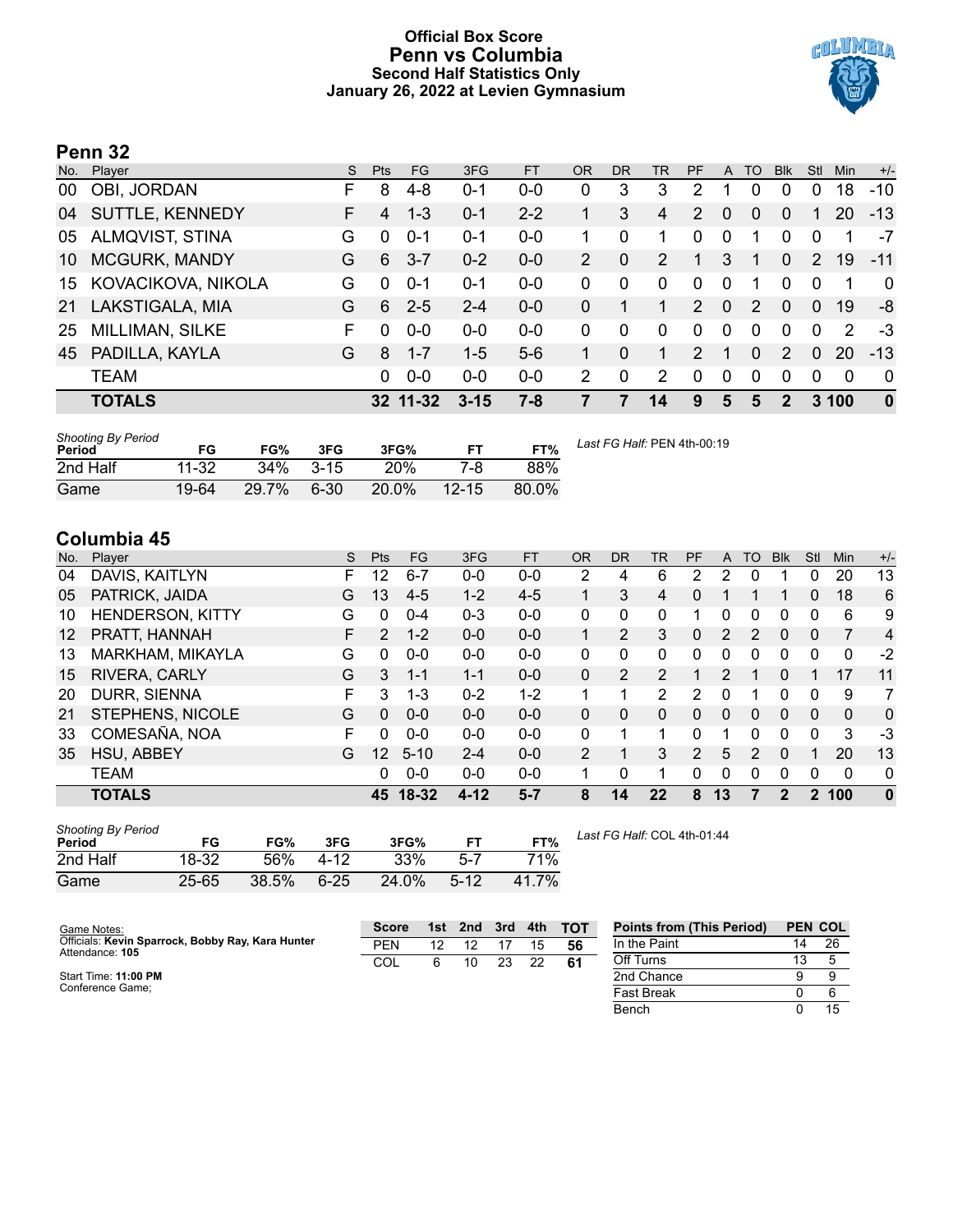# Official Box Score
## Penn vs Columbia
### Second Half Statistics Only
### January 26, 2022 at Levien Gymnasium

## Penn 32

| No. | Player | S | Pts | FG | 3FG | FT | OR | DR | TR | PF | A | TO | Blk | Stl | Min | +/- |
|---|---|---|---|---|---|---|---|---|---|---|---|---|---|---|---|---|
| 00 | OBI, JORDAN | F | 8 | 4-8 | 0-1 | 0-0 | 0 | 3 | 3 | 2 | 1 | 0 | 0 | 0 | 18 | -10 |
| 04 | SUTTLE, KENNEDY | F | 4 | 1-3 | 0-1 | 2-2 | 1 | 3 | 4 | 2 | 0 | 0 | 0 | 1 | 20 | -13 |
| 05 | ALMQVIST, STINA | G | 0 | 0-1 | 0-1 | 0-0 | 1 | 0 | 1 | 0 | 0 | 1 | 0 | 0 | 1 | -7 |
| 10 | MCGURK, MANDY | G | 6 | 3-7 | 0-2 | 0-0 | 2 | 0 | 2 | 1 | 3 | 1 | 0 | 2 | 19 | -11 |
| 15 | KOVACIKOVA, NIKOLA | G | 0 | 0-1 | 0-1 | 0-0 | 0 | 0 | 0 | 0 | 0 | 1 | 0 | 0 | 1 | 0 |
| 21 | LAKSTIGALA, MIA | G | 6 | 2-5 | 2-4 | 0-0 | 0 | 1 | 1 | 2 | 0 | 2 | 0 | 0 | 19 | -8 |
| 25 | MILLIMAN, SILKE | F | 0 | 0-0 | 0-0 | 0-0 | 0 | 0 | 0 | 0 | 0 | 0 | 0 | 0 | 2 | -3 |
| 45 | PADILLA, KAYLA | G | 8 | 1-7 | 1-5 | 5-6 | 1 | 0 | 1 | 2 | 1 | 0 | 2 | 0 | 20 | -13 |
| | TEAM | | 0 | 0-0 | 0-0 | 0-0 | 2 | 0 | 2 | 0 | 0 | 0 | 0 | 0 | 0 | 0 |
| | **TOTALS** | | **32** | **11-32** | **3-15** | **7-8** | **7** | **7** | **14** | **9** | **5** | **5** | **2** | **3** | **100** | **0** |

| Shooting By Period Period | FG | FG% | 3FG | 3FG% | FT | FT% |
|---|---|---|---|---|---|---|
| 2nd Half | 11-32 | 34% | 3-15 | 20% | 7-8 | 88% |
| Game | 19-64 | 29.7% | 6-30 | 20.0% | 12-15 | 80.0% |

*Last FG Half:* PEN 4th-00:19

## Columbia 45

| No. | Player | S | Pts | FG | 3FG | FT | OR | DR | TR | PF | A | TO | Blk | Stl | Min | +/- |
|---|---|---|---|---|---|---|---|---|---|---|---|---|---|---|---|---|
| 04 | DAVIS, KAITLYN | F | 12 | 6-7 | 0-0 | 0-0 | 2 | 4 | 6 | 2 | 2 | 0 | 1 | 0 | 20 | 13 |
| 05 | PATRICK, JAIDA | G | 13 | 4-5 | 1-2 | 4-5 | 1 | 3 | 4 | 0 | 1 | 1 | 1 | 0 | 18 | 6 |
| 10 | HENDERSON, KITTY | G | 0 | 0-4 | 0-3 | 0-0 | 0 | 0 | 0 | 1 | 0 | 0 | 0 | 0 | 6 | 9 |
| 12 | PRATT, HANNAH | F | 2 | 1-2 | 0-0 | 0-0 | 1 | 2 | 3 | 0 | 2 | 2 | 0 | 0 | 7 | 4 |
| 13 | MARKHAM, MIKAYLA | G | 0 | 0-0 | 0-0 | 0-0 | 0 | 0 | 0 | 0 | 0 | 0 | 0 | 0 | 0 | -2 |
| 15 | RIVERA, CARLY | G | 3 | 1-1 | 1-1 | 0-0 | 0 | 2 | 2 | 1 | 2 | 1 | 0 | 1 | 17 | 11 |
| 20 | DURR, SIENNA | F | 3 | 1-3 | 0-2 | 1-2 | 1 | 1 | 2 | 2 | 0 | 1 | 0 | 0 | 9 | 7 |
| 21 | STEPHENS, NICOLE | G | 0 | 0-0 | 0-0 | 0-0 | 0 | 0 | 0 | 0 | 0 | 0 | 0 | 0 | 0 | 0 |
| 33 | COMESAÑA, NOA | F | 0 | 0-0 | 0-0 | 0-0 | 0 | 1 | 1 | 0 | 1 | 0 | 0 | 0 | 3 | -3 |
| 35 | HSU, ABBEY | G | 12 | 5-10 | 2-4 | 0-0 | 2 | 1 | 3 | 2 | 5 | 2 | 0 | 1 | 20 | 13 |
| | TEAM | | 0 | 0-0 | 0-0 | 0-0 | 1 | 0 | 1 | 0 | 0 | 0 | 0 | 0 | 0 | 0 |
| | **TOTALS** | | **45** | **18-32** | **4-12** | **5-7** | **8** | **14** | **22** | **8** | **13** | **7** | **2** | **2** | **100** | **0** |

| Shooting By Period Period | FG | FG% | 3FG | 3FG% | FT | FT% |
|---|---|---|---|---|---|---|
| 2nd Half | 18-32 | 56% | 4-12 | 33% | 5-7 | 71% |
| Game | 25-65 | 38.5% | 6-25 | 24.0% | 5-12 | 41.7% |

*Last FG Half:* COL 4th-01:44

Game Notes:
Officials: **Kevin Sparrock, Bobby Ray, Kara Hunter**
Attendance: **105**

Start Time: **11:00 PM**
Conference Game;

| Score | 1st | 2nd | 3rd | 4th | TOT |
|---|---|---|---|---|---|
| PEN | 12 | 12 | 17 | 15 | 56 |
| COL | 6 | 10 | 23 | 22 | 61 |

| Points from (This Period) | PEN | COL |
|---|---|---|
| In the Paint | 14 | 26 |
| Off Turns | 13 | 5 |
| 2nd Chance | 9 | 9 |
| Fast Break | 0 | 6 |
| Bench | 0 | 15 |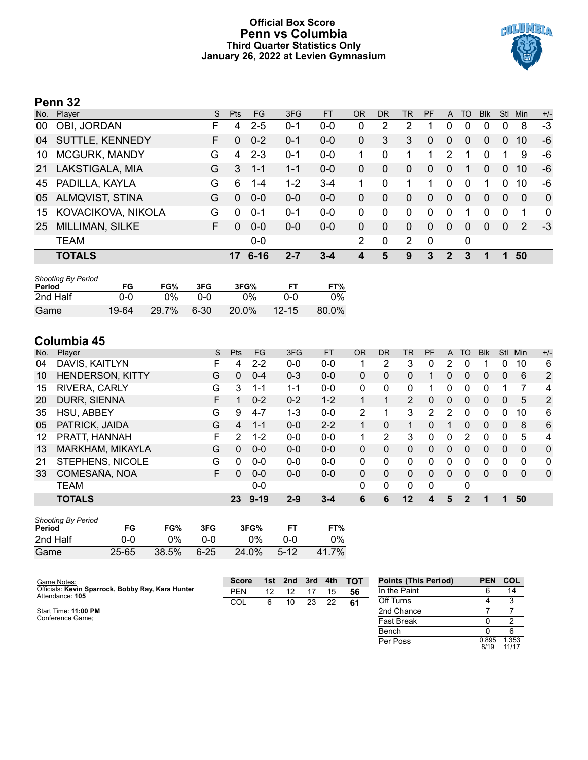# Official Box Score
## Penn vs Columbia
### Third Quarter Statistics Only
### January 26, 2022 at Levien Gymnasium

## Penn 32

| No. | Player | S | Pts | FG | 3FG | FT | OR | DR | TR | PF | A | TO | Blk | Stl | Min | +/- |
|---|---|---|---|---|---|---|---|---|---|---|---|---|---|---|---|---|
| 00 | OBI, JORDAN | F | 4 | 2-5 | 0-1 | 0-0 | 0 | 2 | 2 | 1 | 0 | 0 | 0 | 0 | 8 | -3 |
| 04 | SUTTLE, KENNEDY | F | 0 | 0-2 | 0-1 | 0-0 | 0 | 3 | 3 | 0 | 0 | 0 | 0 | 0 | 10 | -6 |
| 10 | MCGURK, MANDY | G | 4 | 2-3 | 0-1 | 0-0 | 1 | 0 | 1 | 1 | 2 | 1 | 0 | 1 | 9 | -6 |
| 21 | LAKSTIGALA, MIA | G | 3 | 1-1 | 1-1 | 0-0 | 0 | 0 | 0 | 0 | 0 | 1 | 0 | 0 | 10 | -6 |
| 45 | PADILLA, KAYLA | G | 6 | 1-4 | 1-2 | 3-4 | 1 | 0 | 1 | 1 | 0 | 0 | 1 | 0 | 10 | -6 |
| 05 | ALMQVIST, STINA | G | 0 | 0-0 | 0-0 | 0-0 | 0 | 0 | 0 | 0 | 0 | 0 | 0 | 0 | 0 | 0 |
| 15 | KOVACIKOVA, NIKOLA | G | 0 | 0-1 | 0-1 | 0-0 | 0 | 0 | 0 | 0 | 0 | 1 | 0 | 0 | 1 | 0 |
| 25 | MILLIMAN, SILKE | F | 0 | 0-0 | 0-0 | 0-0 | 0 | 0 | 0 | 0 | 0 | 0 | 0 | 0 | 2 | -3 |
| | TEAM | | | 0-0 | | | 2 | 0 | 2 | 0 | | 0 | | | | |
| | **TOTALS** | | **17** | **6-16** | **2-7** | **3-4** | **4** | **5** | **9** | **3** | **2** | **3** | **1** | **1** | **50** | |

*Shooting By Period*

| Period | FG | FG% | 3FG | 3FG% | FT | FT% |
|---|---|---|---|---|---|---|
| 2nd Half | 0-0 | 0% | 0-0 | 0% | 0-0 | 0% |
| Game | 19-64 | 29.7% | 6-30 | 20.0% | 12-15 | 80.0% |

## Columbia 45

| No. | Player | S | Pts | FG | 3FG | FT | OR | DR | TR | PF | A | TO | Blk | Stl | Min | +/- |
|---|---|---|---|---|---|---|---|---|---|---|---|---|---|---|---|---|
| 04 | DAVIS, KAITLYN | F | 4 | 2-2 | 0-0 | 0-0 | 1 | 2 | 3 | 0 | 2 | 0 | 1 | 0 | 10 | 6 |
| 10 | HENDERSON, KITTY | G | 0 | 0-4 | 0-3 | 0-0 | 0 | 0 | 0 | 1 | 0 | 0 | 0 | 0 | 6 | 2 |
| 15 | RIVERA, CARLY | G | 3 | 1-1 | 1-1 | 0-0 | 0 | 0 | 0 | 1 | 0 | 0 | 0 | 1 | 7 | 4 |
| 20 | DURR, SIENNA | F | 1 | 0-2 | 0-2 | 1-2 | 1 | 1 | 2 | 0 | 0 | 0 | 0 | 0 | 5 | 2 |
| 35 | HSU, ABBEY | G | 9 | 4-7 | 1-3 | 0-0 | 2 | 1 | 3 | 2 | 2 | 0 | 0 | 0 | 10 | 6 |
| 05 | PATRICK, JAIDA | G | 4 | 1-1 | 0-0 | 2-2 | 1 | 0 | 1 | 0 | 1 | 0 | 0 | 0 | 8 | 6 |
| 12 | PRATT, HANNAH | F | 2 | 1-2 | 0-0 | 0-0 | 1 | 2 | 3 | 0 | 0 | 2 | 0 | 0 | 5 | 4 |
| 13 | MARKHAM, MIKAYLA | G | 0 | 0-0 | 0-0 | 0-0 | 0 | 0 | 0 | 0 | 0 | 0 | 0 | 0 | 0 | 0 |
| 21 | STEPHENS, NICOLE | G | 0 | 0-0 | 0-0 | 0-0 | 0 | 0 | 0 | 0 | 0 | 0 | 0 | 0 | 0 | 0 |
| 33 | COMESAÑA, NOA | F | 0 | 0-0 | 0-0 | 0-0 | 0 | 0 | 0 | 0 | 0 | 0 | 0 | 0 | 0 | 0 |
| | TEAM | | | 0-0 | | | 0 | 0 | 0 | 0 | | 0 | | | | |
| | **TOTALS** | | **23** | **9-19** | **2-9** | **3-4** | **6** | **6** | **12** | **4** | **5** | **2** | **1** | **1** | **50** | |

*Shooting By Period*

| Period | FG | FG% | 3FG | 3FG% | FT | FT% |
|---|---|---|---|---|---|---|
| 2nd Half | 0-0 | 0% | 0-0 | 0% | 0-0 | 0% |
| Game | 25-65 | 38.5% | 6-25 | 24.0% | 5-12 | 41.7% |

Game Notes:
Officials: **Kevin Sparrock, Bobby Ray, Kara Hunter**
Attendance: **105**

Start Time: **11:00 PM**
Conference Game;

| Score | 1st | 2nd | 3rd | 4th | TOT |
|---|---|---|---|---|---|
| PEN | 12 | 12 | 17 | 15 | **56** |
| COL | 6 | 10 | 23 | 22 | **61** |

| Points (This Period) | PEN | COL |
|---|---|---|
| In the Paint | 6 | 14 |
| Off Turns | 4 | 3 |
| 2nd Chance | 7 | 7 |
| Fast Break | 0 | 2 |
| Bench | 0 | 6 |
| Per Poss | 0.895 8/19 | 1.353 11/17 |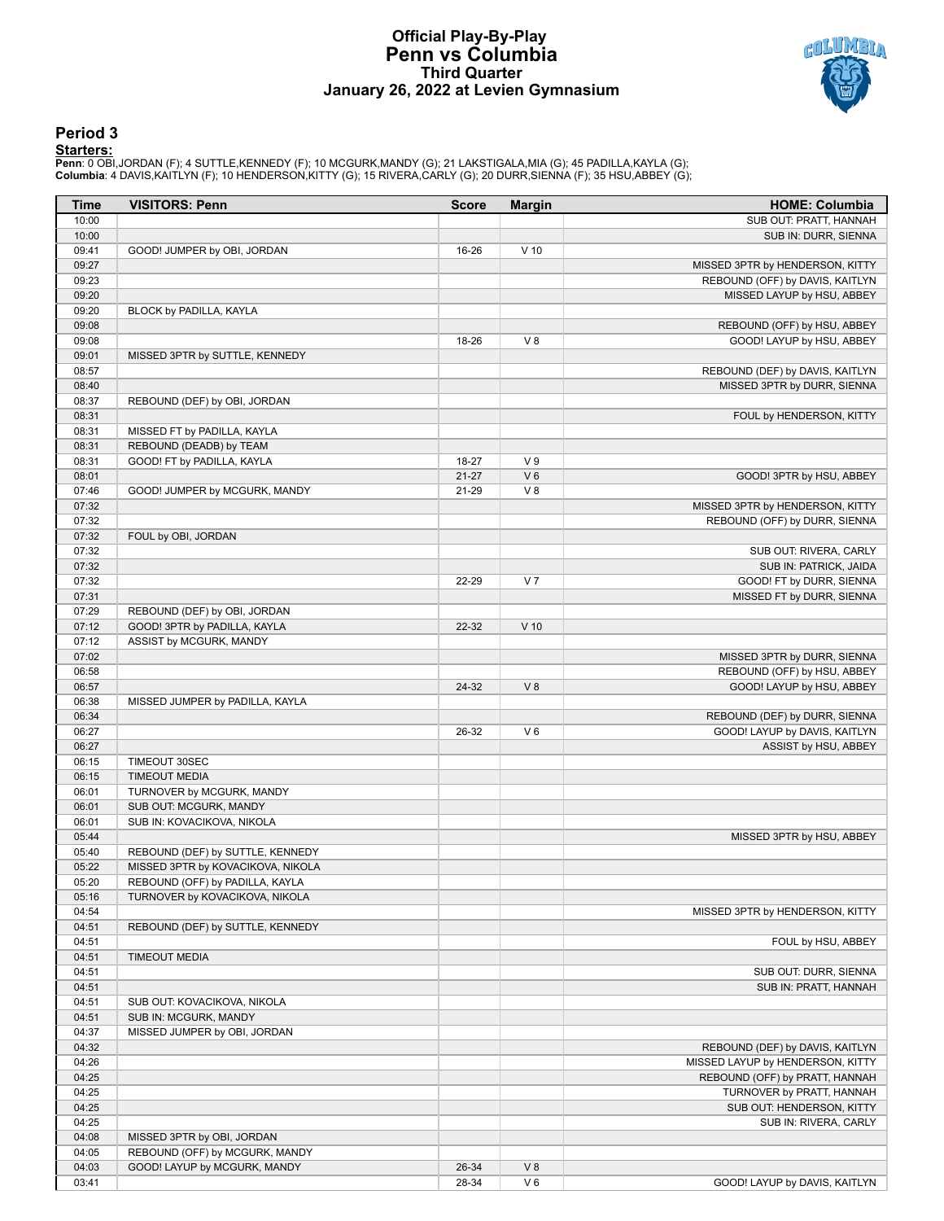# Official Play-By-Play
# Penn vs Columbia
### Third Quarter
### January 26, 2022 at Levien Gymnasium

## Period 3

**Starters:**

**Penn**: 0 OBI,JORDAN (F); 4 SUTTLE,KENNEDY (F); 10 MCGURK,MANDY (G); 21 LAKSTIGALA,MIA (G); 45 PADILLA,KAYLA (G);
**Columbia**: 4 DAVIS,KAITLYN (F); 10 HENDERSON,KITTY (G); 15 RIVERA,CARLY (G); 20 DURR,SIENNA (F); 35 HSU,ABBEY (G);

| Time | VISITORS: Penn | Score | Margin | HOME: Columbia |
|---|---|---|---|---|
| 10:00 | | | | SUB OUT: PRATT, HANNAH |
| 10:00 | | | | SUB IN: DURR, SIENNA |
| 09:41 | GOOD! JUMPER by OBI, JORDAN | 16-26 | V 10 | |
| 09:27 | | | | MISSED 3PTR by HENDERSON, KITTY |
| 09:23 | | | | REBOUND (OFF) by DAVIS, KAITLYN |
| 09:20 | | | | MISSED LAYUP by HSU, ABBEY |
| 09:20 | BLOCK by PADILLA, KAYLA | | | |
| 09:08 | | | | REBOUND (OFF) by HSU, ABBEY |
| 09:08 | | 18-26 | V 8 | GOOD! LAYUP by HSU, ABBEY |
| 09:01 | MISSED 3PTR by SUTTLE, KENNEDY | | | |
| 08:57 | | | | REBOUND (DEF) by DAVIS, KAITLYN |
| 08:40 | | | | MISSED 3PTR by DURR, SIENNA |
| 08:37 | REBOUND (DEF) by OBI, JORDAN | | | |
| 08:31 | | | | FOUL by HENDERSON, KITTY |
| 08:31 | MISSED FT by PADILLA, KAYLA | | | |
| 08:31 | REBOUND (DEADB) by TEAM | | | |
| 08:31 | GOOD! FT by PADILLA, KAYLA | 18-27 | V 9 | |
| 08:01 | | 21-27 | V 6 | GOOD! 3PTR by HSU, ABBEY |
| 07:46 | GOOD! JUMPER by MCGURK, MANDY | 21-29 | V 8 | |
| 07:32 | | | | MISSED 3PTR by HENDERSON, KITTY |
| 07:32 | | | | REBOUND (OFF) by DURR, SIENNA |
| 07:32 | FOUL by OBI, JORDAN | | | |
| 07:32 | | | | SUB OUT: RIVERA, CARLY |
| 07:32 | | | | SUB IN: PATRICK, JAIDA |
| 07:32 | | 22-29 | V 7 | GOOD! FT by DURR, SIENNA |
| 07:31 | | | | MISSED FT by DURR, SIENNA |
| 07:29 | REBOUND (DEF) by OBI, JORDAN | | | |
| 07:12 | GOOD! 3PTR by PADILLA, KAYLA | 22-32 | V 10 | |
| 07:12 | ASSIST by MCGURK, MANDY | | | |
| 07:02 | | | | MISSED 3PTR by DURR, SIENNA |
| 06:58 | | | | REBOUND (OFF) by HSU, ABBEY |
| 06:57 | | 24-32 | V 8 | GOOD! LAYUP by HSU, ABBEY |
| 06:38 | MISSED JUMPER by PADILLA, KAYLA | | | |
| 06:34 | | | | REBOUND (DEF) by DURR, SIENNA |
| 06:27 | | 26-32 | V 6 | GOOD! LAYUP by DAVIS, KAITLYN |
| 06:27 | | | | ASSIST by HSU, ABBEY |
| 06:15 | TIMEOUT 30SEC | | | |
| 06:15 | TIMEOUT MEDIA | | | |
| 06:01 | TURNOVER by MCGURK, MANDY | | | |
| 06:01 | SUB OUT: MCGURK, MANDY | | | |
| 06:01 | SUB IN: KOVACIKOVA, NIKOLA | | | |
| 05:44 | | | | MISSED 3PTR by HSU, ABBEY |
| 05:40 | REBOUND (DEF) by SUTTLE, KENNEDY | | | |
| 05:22 | MISSED 3PTR by KOVACIKOVA, NIKOLA | | | |
| 05:20 | REBOUND (OFF) by PADILLA, KAYLA | | | |
| 05:16 | TURNOVER by KOVACIKOVA, NIKOLA | | | |
| 04:54 | | | | MISSED 3PTR by HENDERSON, KITTY |
| 04:51 | REBOUND (DEF) by SUTTLE, KENNEDY | | | |
| 04:51 | | | | FOUL by HSU, ABBEY |
| 04:51 | TIMEOUT MEDIA | | | |
| 04:51 | | | | SUB OUT: DURR, SIENNA |
| 04:51 | | | | SUB IN: PRATT, HANNAH |
| 04:51 | SUB OUT: KOVACIKOVA, NIKOLA | | | |
| 04:51 | SUB IN: MCGURK, MANDY | | | |
| 04:37 | MISSED JUMPER by OBI, JORDAN | | | |
| 04:32 | | | | REBOUND (DEF) by DAVIS, KAITLYN |
| 04:26 | | | | MISSED LAYUP by HENDERSON, KITTY |
| 04:25 | | | | REBOUND (OFF) by PRATT, HANNAH |
| 04:25 | | | | TURNOVER by PRATT, HANNAH |
| 04:25 | | | | SUB OUT: HENDERSON, KITTY |
| 04:25 | | | | SUB IN: RIVERA, CARLY |
| 04:08 | MISSED 3PTR by OBI, JORDAN | | | |
| 04:05 | REBOUND (OFF) by MCGURK, MANDY | | | |
| 04:03 | GOOD! LAYUP by MCGURK, MANDY | 26-34 | V 8 | |
| 03:41 | | 28-34 | V 6 | GOOD! LAYUP by DAVIS, KAITLYN |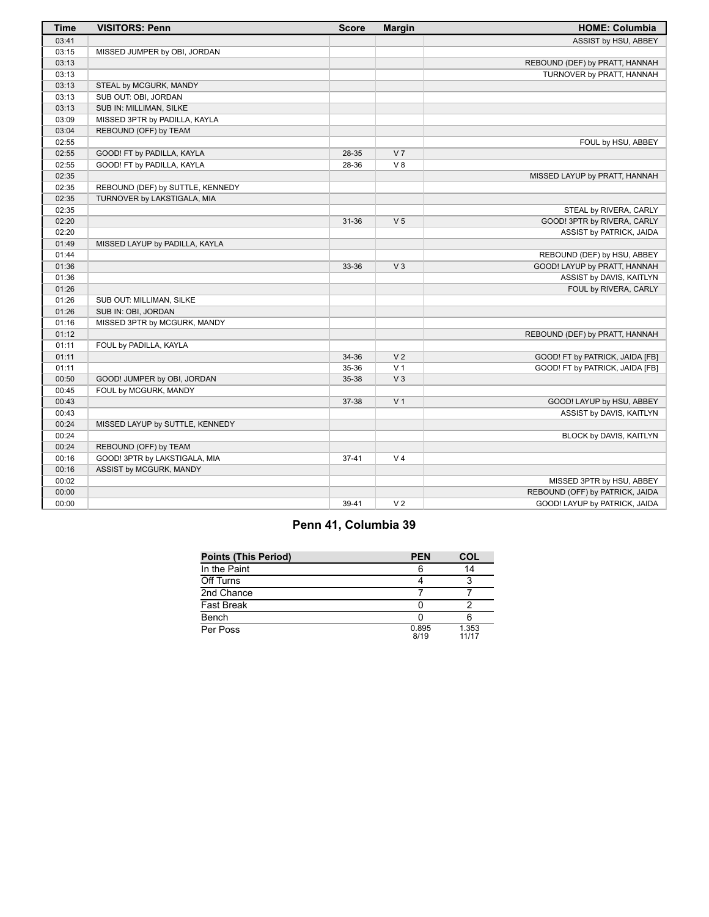| Time | VISITORS: Penn | Score | Margin | HOME: Columbia |
|---|---|---|---|---|
| 03:41 | | | | ASSIST by HSU, ABBEY |
| 03:15 | MISSED JUMPER by OBI, JORDAN | | | |
| 03:13 | | | | REBOUND (DEF) by PRATT, HANNAH |
| 03:13 | | | | TURNOVER by PRATT, HANNAH |
| 03:13 | STEAL by MCGURK, MANDY | | | |
| 03:13 | SUB OUT: OBI, JORDAN | | | |
| 03:13 | SUB IN: MILLIMAN, SILKE | | | |
| 03:09 | MISSED 3PTR by PADILLA, KAYLA | | | |
| 03:04 | REBOUND (OFF) by TEAM | | | |
| 02:55 | | | | FOUL by HSU, ABBEY |
| 02:55 | GOOD! FT by PADILLA, KAYLA | 28-35 | V 7 | |
| 02:55 | GOOD! FT by PADILLA, KAYLA | 28-36 | V 8 | |
| 02:35 | | | | MISSED LAYUP by PRATT, HANNAH |
| 02:35 | REBOUND (DEF) by SUTTLE, KENNEDY | | | |
| 02:35 | TURNOVER by LAKSTIGALA, MIA | | | |
| 02:35 | | | | STEAL by RIVERA, CARLY |
| 02:20 | | 31-36 | V 5 | GOOD! 3PTR by RIVERA, CARLY |
| 02:20 | | | | ASSIST by PATRICK, JAIDA |
| 01:49 | MISSED LAYUP by PADILLA, KAYLA | | | |
| 01:44 | | | | REBOUND (DEF) by HSU, ABBEY |
| 01:36 | | 33-36 | V 3 | GOOD! LAYUP by PRATT, HANNAH |
| 01:36 | | | | ASSIST by DAVIS, KAITLYN |
| 01:26 | | | | FOUL by RIVERA, CARLY |
| 01:26 | SUB OUT: MILLIMAN, SILKE | | | |
| 01:26 | SUB IN: OBI, JORDAN | | | |
| 01:16 | MISSED 3PTR by MCGURK, MANDY | | | |
| 01:12 | | | | REBOUND (DEF) by PRATT, HANNAH |
| 01:11 | FOUL by PADILLA, KAYLA | | | |
| 01:11 | | 34-36 | V 2 | GOOD! FT by PATRICK, JAIDA [FB] |
| 01:11 | | 35-36 | V 1 | GOOD! FT by PATRICK, JAIDA [FB] |
| 00:50 | GOOD! JUMPER by OBI, JORDAN | 35-38 | V 3 | |
| 00:45 | FOUL by MCGURK, MANDY | | | |
| 00:43 | | 37-38 | V 1 | GOOD! LAYUP by HSU, ABBEY |
| 00:43 | | | | ASSIST by DAVIS, KAITLYN |
| 00:24 | MISSED LAYUP by SUTTLE, KENNEDY | | | |
| 00:24 | | | | BLOCK by DAVIS, KAITLYN |
| 00:24 | REBOUND (OFF) by TEAM | | | |
| 00:16 | GOOD! 3PTR by LAKSTIGALA, MIA | 37-41 | V 4 | |
| 00:16 | ASSIST by MCGURK, MANDY | | | |
| 00:02 | | | | MISSED 3PTR by HSU, ABBEY |
| 00:00 | | | | REBOUND (OFF) by PATRICK, JAIDA |
| 00:00 | | 39-41 | V 2 | GOOD! LAYUP by PATRICK, JAIDA |

## Penn 41, Columbia 39

| Points (This Period) | PEN | COL |
|---|---|---|
| In the Paint | 6 | 14 |
| Off Turns | 4 | 3 |
| 2nd Chance | 7 | 7 |
| Fast Break | 0 | 2 |
| Bench | 0 | 6 |
| Per Poss | 0.895 8/19 | 1.353 11/17 |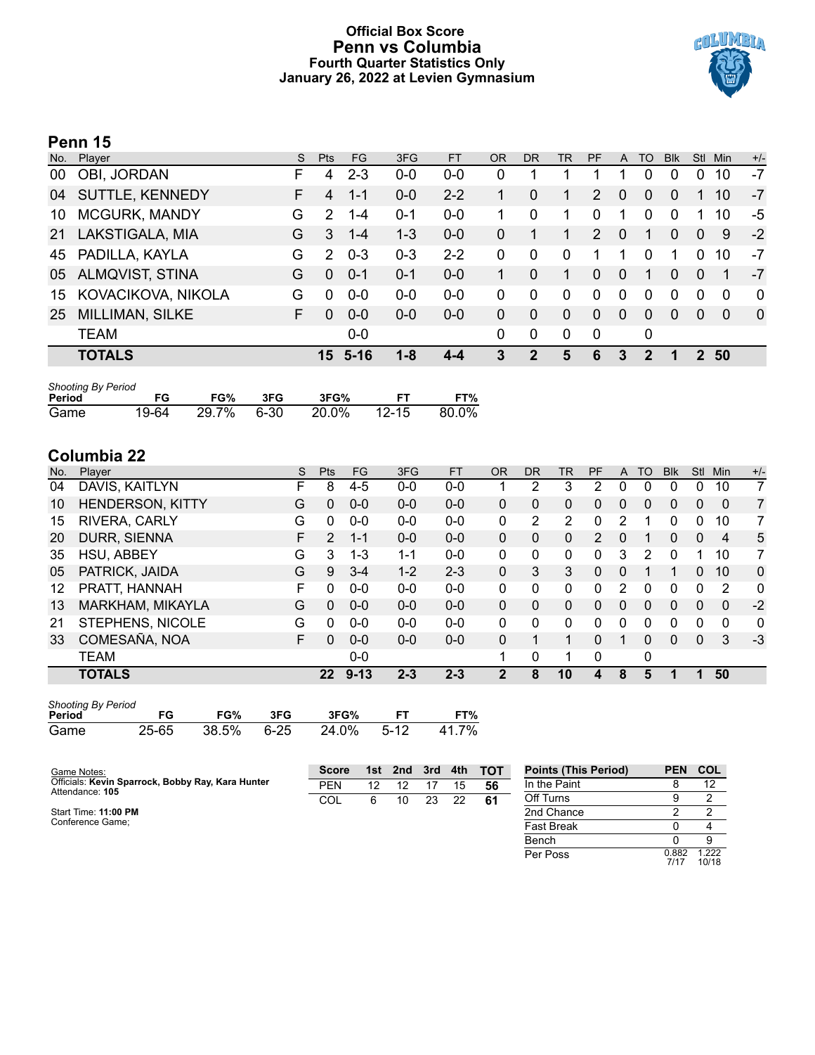# Official Box Score
# Penn vs Columbia
### Fourth Quarter Statistics Only
### January 26, 2022 at Levien Gymnasium

## Penn 15

| No. | Player | S | Pts | FG | 3FG | FT | OR | DR | TR | PF | A | TO | Blk | Stl | Min | +/- |
|---|---|---|---|---|---|---|---|---|---|---|---|---|---|---|---|---|
| 00 | OBI, JORDAN | F | 4 | 2-3 | 0-0 | 0-0 | 0 | 1 | 1 | 1 | 1 | 0 | 0 | 0 | 10 | -7 |
| 04 | SUTTLE, KENNEDY | F | 4 | 1-1 | 0-0 | 2-2 | 1 | 0 | 1 | 2 | 0 | 0 | 0 | 1 | 10 | -7 |
| 10 | MCGURK, MANDY | G | 2 | 1-4 | 0-1 | 0-0 | 1 | 0 | 1 | 0 | 1 | 0 | 0 | 1 | 10 | -5 |
| 21 | LAKSTIGALA, MIA | G | 3 | 1-4 | 1-3 | 0-0 | 0 | 1 | 1 | 2 | 0 | 1 | 0 | 0 | 9 | -2 |
| 45 | PADILLA, KAYLA | G | 2 | 0-3 | 0-3 | 2-2 | 0 | 0 | 0 | 1 | 1 | 0 | 1 | 0 | 10 | -7 |
| 05 | ALMQVIST, STINA | G | 0 | 0-1 | 0-1 | 0-0 | 1 | 0 | 1 | 0 | 0 | 1 | 0 | 0 | 1 | -7 |
| 15 | KOVACIKOVA, NIKOLA | G | 0 | 0-0 | 0-0 | 0-0 | 0 | 0 | 0 | 0 | 0 | 0 | 0 | 0 | 0 | 0 |
| 25 | MILLIMAN, SILKE | F | 0 | 0-0 | 0-0 | 0-0 | 0 | 0 | 0 | 0 | 0 | 0 | 0 | 0 | 0 | 0 |
| | TEAM | | | 0-0 | | | 0 | 0 | 0 | 0 | | 0 | | | | |
| | **TOTALS** | | **15** | **5-16** | **1-8** | **4-4** | **3** | **2** | **5** | **6** | **3** | **2** | **1** | **2** | **50** | |

*Shooting By Period*

| Period | FG | FG% | 3FG | 3FG% | FT | FT% |
|---|---|---|---|---|---|---|
| Game | 19-64 | 29.7% | 6-30 | 20.0% | 12-15 | 80.0% |

## Columbia 22

| No. | Player | S | Pts | FG | 3FG | FT | OR | DR | TR | PF | A | TO | Blk | Stl | Min | +/- |
|---|---|---|---|---|---|---|---|---|---|---|---|---|---|---|---|---|
| 04 | DAVIS, KAITLYN | F | 8 | 4-5 | 0-0 | 0-0 | 1 | 2 | 3 | 2 | 0 | 0 | 0 | 0 | 10 | 7 |
| 10 | HENDERSON, KITTY | G | 0 | 0-0 | 0-0 | 0-0 | 0 | 0 | 0 | 0 | 0 | 0 | 0 | 0 | 0 | 7 |
| 15 | RIVERA, CARLY | G | 0 | 0-0 | 0-0 | 0-0 | 0 | 2 | 2 | 0 | 2 | 1 | 0 | 0 | 10 | 7 |
| 20 | DURR, SIENNA | F | 2 | 1-1 | 0-0 | 0-0 | 0 | 0 | 0 | 2 | 0 | 1 | 0 | 0 | 4 | 5 |
| 35 | HSU, ABBEY | G | 3 | 1-3 | 1-1 | 0-0 | 0 | 0 | 0 | 0 | 3 | 2 | 0 | 1 | 10 | 7 |
| 05 | PATRICK, JAIDA | G | 9 | 3-4 | 1-2 | 2-3 | 0 | 3 | 3 | 0 | 0 | 1 | 1 | 0 | 10 | 0 |
| 12 | PRATT, HANNAH | F | 0 | 0-0 | 0-0 | 0-0 | 0 | 0 | 0 | 0 | 2 | 0 | 0 | 0 | 2 | 0 |
| 13 | MARKHAM, MIKAYLA | G | 0 | 0-0 | 0-0 | 0-0 | 0 | 0 | 0 | 0 | 0 | 0 | 0 | 0 | 0 | -2 |
| 21 | STEPHENS, NICOLE | G | 0 | 0-0 | 0-0 | 0-0 | 0 | 0 | 0 | 0 | 0 | 0 | 0 | 0 | 0 | 0 |
| 33 | COMESAÑA, NOA | F | 0 | 0-0 | 0-0 | 0-0 | 0 | 1 | 1 | 0 | 1 | 0 | 0 | 0 | 3 | -3 |
| | TEAM | | | 0-0 | | | 1 | 0 | 1 | 0 | | 0 | | | | |
| | **TOTALS** | | **22** | **9-13** | **2-3** | **2-3** | **2** | **8** | **10** | **4** | **8** | **5** | **1** | **1** | **50** | |

*Shooting By Period*

| Period | FG | FG% | 3FG | 3FG% | FT | FT% |
|---|---|---|---|---|---|---|
| Game | 25-65 | 38.5% | 6-25 | 24.0% | 5-12 | 41.7% |

Game Notes:
Officials: **Kevin Sparrock, Bobby Ray, Kara Hunter**
Attendance: **105**

Start Time: **11:00 PM**
Conference Game;

| Score | 1st | 2nd | 3rd | 4th | TOT |
|---|---|---|---|---|---|
| PEN | 12 | 12 | 17 | 15 | **56** |
| COL | 6 | 10 | 23 | 22 | **61** |

| Points (This Period) | PEN | COL |
|---|---|---|
| In the Paint | 8 | 12 |
| Off Turns | 9 | 2 |
| 2nd Chance | 2 | 2 |
| Fast Break | 0 | 4 |
| Bench | 0 | 9 |
| Per Poss | 0.882 7/17 | 1.222 10/18 |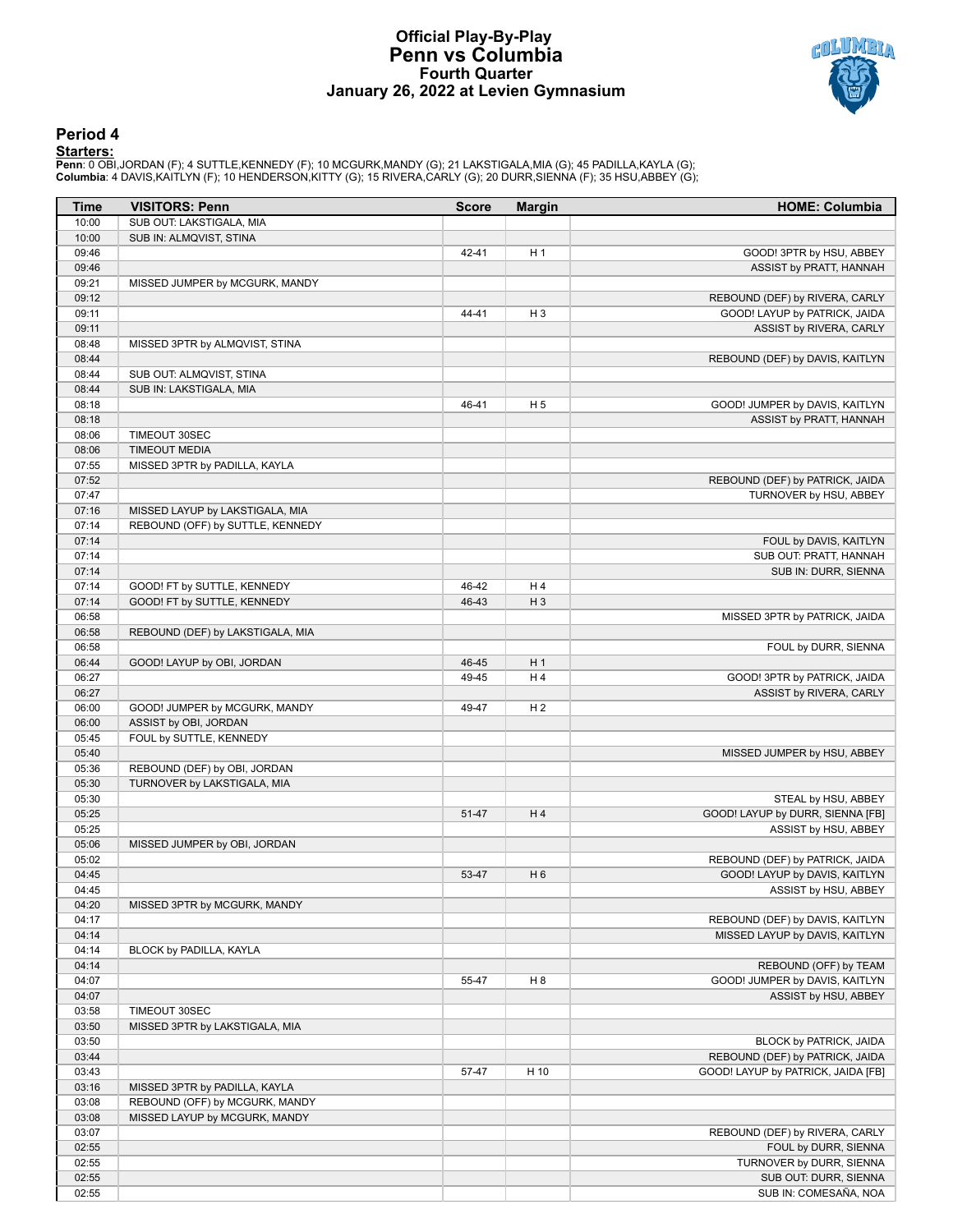# Official Play-By-Play
# Penn vs Columbia
## Fourth Quarter
## January 26, 2022 at Levien Gymnasium

### Period 4

**Starters:**

**Penn**: 0 OBI,JORDAN (F); 4 SUTTLE,KENNEDY (F); 10 MCGURK,MANDY (G); 21 LAKSTIGALA,MIA (G); 45 PADILLA,KAYLA (G);
**Columbia**: 4 DAVIS,KAITLYN (F); 10 HENDERSON,KITTY (G); 15 RIVERA,CARLY (G); 20 DURR,SIENNA (F); 35 HSU,ABBEY (G);

| Time | VISITORS: Penn | Score | Margin | HOME: Columbia |
|---|---|---|---|---|
| 10:00 | SUB OUT: LAKSTIGALA, MIA | | | |
| 10:00 | SUB IN: ALMQVIST, STINA | | | |
| 09:46 | | 42-41 | H 1 | GOOD! 3PTR by HSU, ABBEY |
| 09:46 | | | | ASSIST by PRATT, HANNAH |
| 09:21 | MISSED JUMPER by MCGURK, MANDY | | | |
| 09:12 | | | | REBOUND (DEF) by RIVERA, CARLY |
| 09:11 | | 44-41 | H 3 | GOOD! LAYUP by PATRICK, JAIDA |
| 09:11 | | | | ASSIST by RIVERA, CARLY |
| 08:48 | MISSED 3PTR by ALMQVIST, STINA | | | |
| 08:44 | | | | REBOUND (DEF) by DAVIS, KAITLYN |
| 08:44 | SUB OUT: ALMQVIST, STINA | | | |
| 08:44 | SUB IN: LAKSTIGALA, MIA | | | |
| 08:18 | | 46-41 | H 5 | GOOD! JUMPER by DAVIS, KAITLYN |
| 08:18 | | | | ASSIST by PRATT, HANNAH |
| 08:06 | TIMEOUT 30SEC | | | |
| 08:06 | TIMEOUT MEDIA | | | |
| 07:55 | MISSED 3PTR by PADILLA, KAYLA | | | |
| 07:52 | | | | REBOUND (DEF) by PATRICK, JAIDA |
| 07:47 | | | | TURNOVER by HSU, ABBEY |
| 07:16 | MISSED LAYUP by LAKSTIGALA, MIA | | | |
| 07:14 | REBOUND (OFF) by SUTTLE, KENNEDY | | | |
| 07:14 | | | | FOUL by DAVIS, KAITLYN |
| 07:14 | | | | SUB OUT: PRATT, HANNAH |
| 07:14 | | | | SUB IN: DURR, SIENNA |
| 07:14 | GOOD! FT by SUTTLE, KENNEDY | 46-42 | H 4 | |
| 07:14 | GOOD! FT by SUTTLE, KENNEDY | 46-43 | H 3 | |
| 06:58 | | | | MISSED 3PTR by PATRICK, JAIDA |
| 06:58 | REBOUND (DEF) by LAKSTIGALA, MIA | | | |
| 06:58 | | | | FOUL by DURR, SIENNA |
| 06:44 | GOOD! LAYUP by OBI, JORDAN | 46-45 | H 1 | |
| 06:27 | | 49-45 | H 4 | GOOD! 3PTR by PATRICK, JAIDA |
| 06:27 | | | | ASSIST by RIVERA, CARLY |
| 06:00 | GOOD! JUMPER by MCGURK, MANDY | 49-47 | H 2 | |
| 06:00 | ASSIST by OBI, JORDAN | | | |
| 05:45 | FOUL by SUTTLE, KENNEDY | | | |
| 05:40 | | | | MISSED JUMPER by HSU, ABBEY |
| 05:36 | REBOUND (DEF) by OBI, JORDAN | | | |
| 05:30 | TURNOVER by LAKSTIGALA, MIA | | | |
| 05:30 | | | | STEAL by HSU, ABBEY |
| 05:25 | | 51-47 | H 4 | GOOD! LAYUP by DURR, SIENNA [FB] |
| 05:25 | | | | ASSIST by HSU, ABBEY |
| 05:06 | MISSED JUMPER by OBI, JORDAN | | | |
| 05:02 | | | | REBOUND (DEF) by PATRICK, JAIDA |
| 04:45 | | 53-47 | H 6 | GOOD! LAYUP by DAVIS, KAITLYN |
| 04:45 | | | | ASSIST by HSU, ABBEY |
| 04:20 | MISSED 3PTR by MCGURK, MANDY | | | |
| 04:17 | | | | REBOUND (DEF) by DAVIS, KAITLYN |
| 04:14 | | | | MISSED LAYUP by DAVIS, KAITLYN |
| 04:14 | BLOCK by PADILLA, KAYLA | | | |
| 04:14 | | | | REBOUND (OFF) by TEAM |
| 04:07 | | 55-47 | H 8 | GOOD! JUMPER by DAVIS, KAITLYN |
| 04:07 | | | | ASSIST by HSU, ABBEY |
| 03:58 | TIMEOUT 30SEC | | | |
| 03:50 | MISSED 3PTR by LAKSTIGALA, MIA | | | |
| 03:50 | | | | BLOCK by PATRICK, JAIDA |
| 03:44 | | | | REBOUND (DEF) by PATRICK, JAIDA |
| 03:43 | | 57-47 | H 10 | GOOD! LAYUP by PATRICK, JAIDA [FB] |
| 03:16 | MISSED 3PTR by PADILLA, KAYLA | | | |
| 03:08 | REBOUND (OFF) by MCGURK, MANDY | | | |
| 03:08 | MISSED LAYUP by MCGURK, MANDY | | | |
| 03:07 | | | | REBOUND (DEF) by RIVERA, CARLY |
| 02:55 | | | | FOUL by DURR, SIENNA |
| 02:55 | | | | TURNOVER by DURR, SIENNA |
| 02:55 | | | | SUB OUT: DURR, SIENNA |
| 02:55 | | | | SUB IN: COMESAÑA, NOA |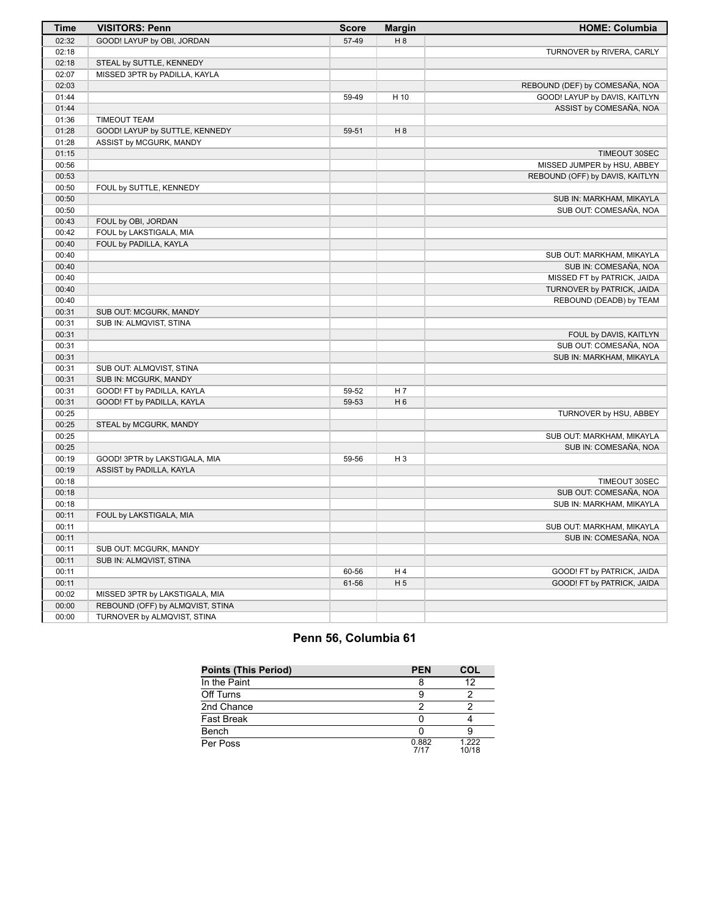| Time | VISITORS: Penn | Score | Margin | HOME: Columbia |
|---|---|---|---|---|
| 02:32 | GOOD! LAYUP by OBI, JORDAN | 57-49 | H 8 | |
| 02:18 | | | | TURNOVER by RIVERA, CARLY |
| 02:18 | STEAL by SUTTLE, KENNEDY | | | |
| 02:07 | MISSED 3PTR by PADILLA, KAYLA | | | |
| 02:03 | | | | REBOUND (DEF) by COMESAÑA, NOA |
| 01:44 | | 59-49 | H 10 | GOOD! LAYUP by DAVIS, KAITLYN |
| 01:44 | | | | ASSIST by COMESAÑA, NOA |
| 01:36 | TIMEOUT TEAM | | | |
| 01:28 | GOOD! LAYUP by SUTTLE, KENNEDY | 59-51 | H 8 | |
| 01:28 | ASSIST by MCGURK, MANDY | | | |
| 01:15 | | | | TIMEOUT 30SEC |
| 00:56 | | | | MISSED JUMPER by HSU, ABBEY |
| 00:53 | | | | REBOUND (OFF) by DAVIS, KAITLYN |
| 00:50 | FOUL by SUTTLE, KENNEDY | | | |
| 00:50 | | | | SUB IN: MARKHAM, MIKAYLA |
| 00:50 | | | | SUB OUT: COMESAÑA, NOA |
| 00:43 | FOUL by OBI, JORDAN | | | |
| 00:42 | FOUL by LAKSTIGALA, MIA | | | |
| 00:40 | FOUL by PADILLA, KAYLA | | | |
| 00:40 | | | | SUB OUT: MARKHAM, MIKAYLA |
| 00:40 | | | | SUB IN: COMESAÑA, NOA |
| 00:40 | | | | MISSED FT by PATRICK, JAIDA |
| 00:40 | | | | TURNOVER by PATRICK, JAIDA |
| 00:40 | | | | REBOUND (DEADB) by TEAM |
| 00:31 | SUB OUT: MCGURK, MANDY | | | |
| 00:31 | SUB IN: ALMQVIST, STINA | | | |
| 00:31 | | | | FOUL by DAVIS, KAITLYN |
| 00:31 | | | | SUB OUT: COMESAÑA, NOA |
| 00:31 | | | | SUB IN: MARKHAM, MIKAYLA |
| 00:31 | SUB OUT: ALMQVIST, STINA | | | |
| 00:31 | SUB IN: MCGURK, MANDY | | | |
| 00:31 | GOOD! FT by PADILLA, KAYLA | 59-52 | H 7 | |
| 00:31 | GOOD! FT by PADILLA, KAYLA | 59-53 | H 6 | |
| 00:25 | | | | TURNOVER by HSU, ABBEY |
| 00:25 | STEAL by MCGURK, MANDY | | | |
| 00:25 | | | | SUB OUT: MARKHAM, MIKAYLA |
| 00:25 | | | | SUB IN: COMESAÑA, NOA |
| 00:19 | GOOD! 3PTR by LAKSTIGALA, MIA | 59-56 | H 3 | |
| 00:19 | ASSIST by PADILLA, KAYLA | | | |
| 00:18 | | | | TIMEOUT 30SEC |
| 00:18 | | | | SUB OUT: COMESAÑA, NOA |
| 00:18 | | | | SUB IN: MARKHAM, MIKAYLA |
| 00:11 | FOUL by LAKSTIGALA, MIA | | | |
| 00:11 | | | | SUB OUT: MARKHAM, MIKAYLA |
| 00:11 | | | | SUB IN: COMESAÑA, NOA |
| 00:11 | SUB OUT: MCGURK, MANDY | | | |
| 00:11 | SUB IN: ALMQVIST, STINA | | | |
| 00:11 | | 60-56 | H 4 | GOOD! FT by PATRICK, JAIDA |
| 00:11 | | 61-56 | H 5 | GOOD! FT by PATRICK, JAIDA |
| 00:02 | MISSED 3PTR by LAKSTIGALA, MIA | | | |
| 00:00 | REBOUND (OFF) by ALMQVIST, STINA | | | |
| 00:00 | TURNOVER by ALMQVIST, STINA | | | |

## Penn 56, Columbia 61

| Points (This Period) | PEN | COL |
|---|---|---|
| In the Paint | 8 | 12 |
| Off Turns | 9 | 2 |
| 2nd Chance | 2 | 2 |
| Fast Break | 0 | 4 |
| Bench | 0 | 9 |
| Per Poss | 0.882 7/17 | 1.222 10/18 |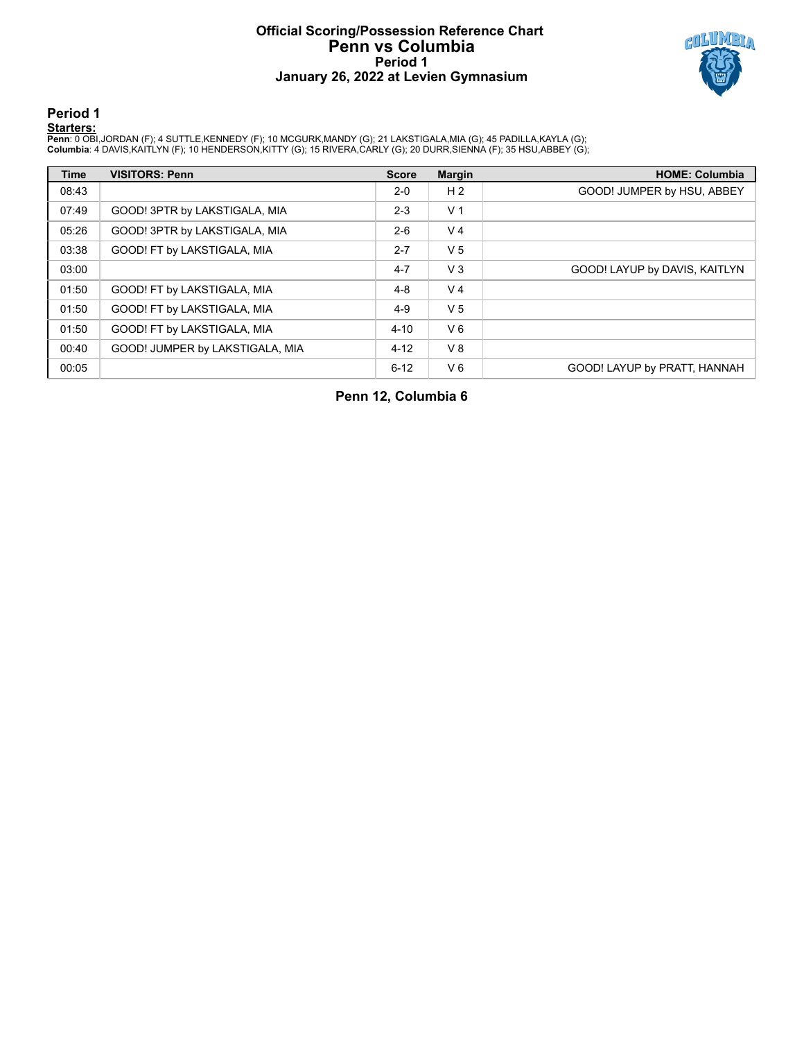# Official Scoring/Possession Reference Chart
# Penn vs Columbia
## Period 1
## January 26, 2022 at Levien Gymnasium

### Period 1

**Starters:**

**Penn**: 0 OBI,JORDAN (F); 4 SUTTLE,KENNEDY (F); 10 MCGURK,MANDY (G); 21 LAKSTIGALA,MIA (G); 45 PADILLA,KAYLA (G);
**Columbia**: 4 DAVIS,KAITLYN (F); 10 HENDERSON,KITTY (G); 15 RIVERA,CARLY (G); 20 DURR,SIENNA (F); 35 HSU,ABBEY (G);

| Time | VISITORS: Penn | Score | Margin | HOME: Columbia |
|---|---|---|---|---|
| 08:43 | | 2-0 | H 2 | GOOD! JUMPER by HSU, ABBEY |
| 07:49 | GOOD! 3PTR by LAKSTIGALA, MIA | 2-3 | V 1 | |
| 05:26 | GOOD! 3PTR by LAKSTIGALA, MIA | 2-6 | V 4 | |
| 03:38 | GOOD! FT by LAKSTIGALA, MIA | 2-7 | V 5 | |
| 03:00 | | 4-7 | V 3 | GOOD! LAYUP by DAVIS, KAITLYN |
| 01:50 | GOOD! FT by LAKSTIGALA, MIA | 4-8 | V 4 | |
| 01:50 | GOOD! FT by LAKSTIGALA, MIA | 4-9 | V 5 | |
| 01:50 | GOOD! FT by LAKSTIGALA, MIA | 4-10 | V 6 | |
| 00:40 | GOOD! JUMPER by LAKSTIGALA, MIA | 4-12 | V 8 | |
| 00:05 | | 6-12 | V 6 | GOOD! LAYUP by PRATT, HANNAH |

**Penn 12, Columbia 6**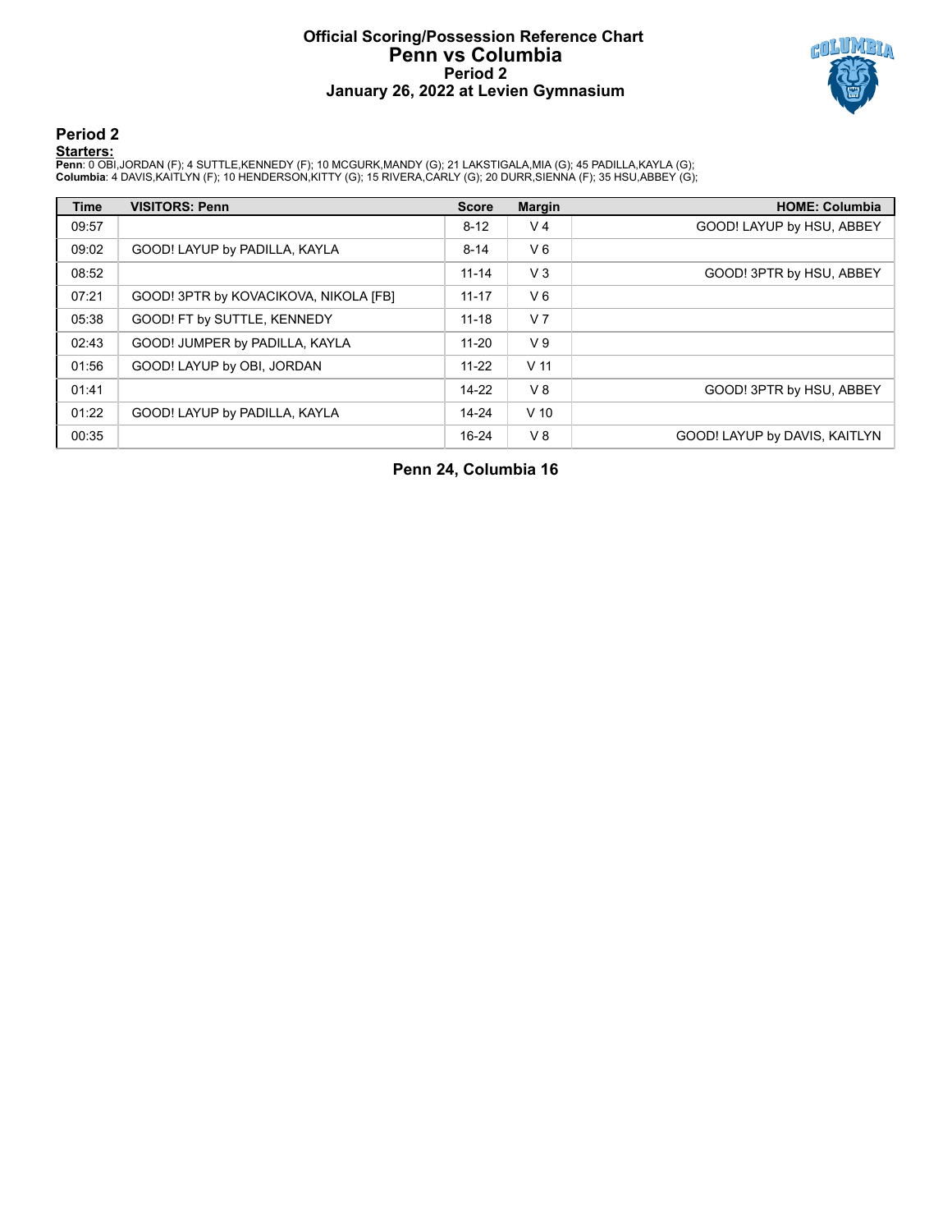# Official Scoring/Possession Reference Chart
# Penn vs Columbia
## Period 2
## January 26, 2022 at Levien Gymnasium

### Period 2

**Starters:**

**Penn**: 0 OBI,JORDAN (F); 4 SUTTLE,KENNEDY (F); 10 MCGURK,MANDY (G); 21 LAKSTIGALA,MIA (G); 45 PADILLA,KAYLA (G);
**Columbia**: 4 DAVIS,KAITLYN (F); 10 HENDERSON,KITTY (G); 15 RIVERA,CARLY (G); 20 DURR,SIENNA (F); 35 HSU,ABBEY (G);

| Time | VISITORS: Penn | Score | Margin | HOME: Columbia |
|---|---|---|---|---|
| 09:57 | | 8-12 | V 4 | GOOD! LAYUP by HSU, ABBEY |
| 09:02 | GOOD! LAYUP by PADILLA, KAYLA | 8-14 | V 6 | |
| 08:52 | | 11-14 | V 3 | GOOD! 3PTR by HSU, ABBEY |
| 07:21 | GOOD! 3PTR by KOVACIKOVA, NIKOLA [FB] | 11-17 | V 6 | |
| 05:38 | GOOD! FT by SUTTLE, KENNEDY | 11-18 | V 7 | |
| 02:43 | GOOD! JUMPER by PADILLA, KAYLA | 11-20 | V 9 | |
| 01:56 | GOOD! LAYUP by OBI, JORDAN | 11-22 | V 11 | |
| 01:41 | | 14-22 | V 8 | GOOD! 3PTR by HSU, ABBEY |
| 01:22 | GOOD! LAYUP by PADILLA, KAYLA | 14-24 | V 10 | |
| 00:35 | | 16-24 | V 8 | GOOD! LAYUP by DAVIS, KAITLYN |

**Penn 24, Columbia 16**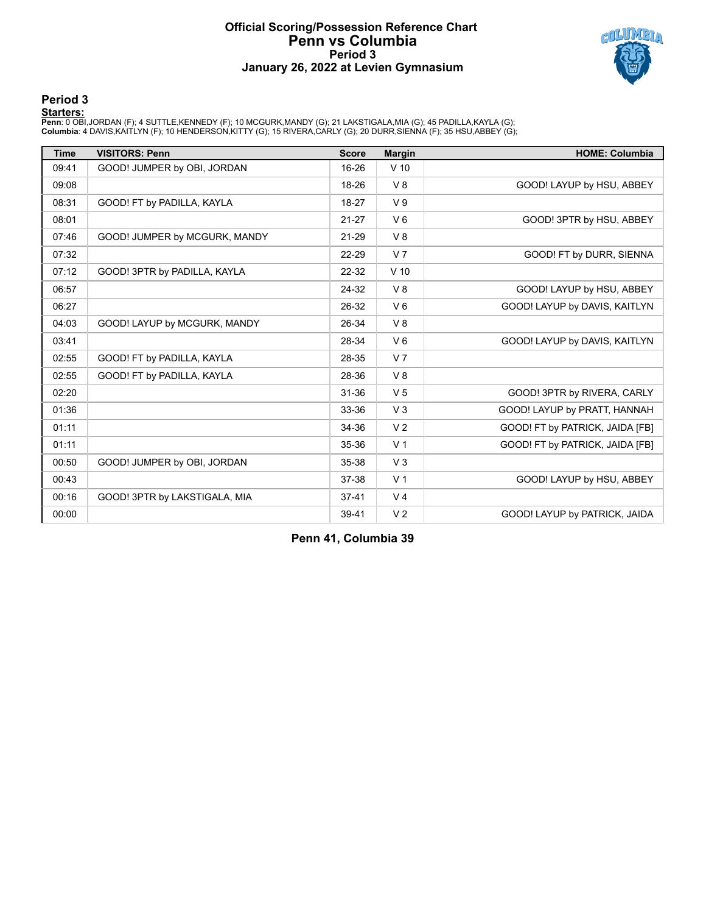# Official Scoring/Possession Reference Chart
# Penn vs Columbia
## Period 3
## January 26, 2022 at Levien Gymnasium

### Period 3

**Starters:**

**Penn**: 0 OBI,JORDAN (F); 4 SUTTLE,KENNEDY (F); 10 MCGURK,MANDY (G); 21 LAKSTIGALA,MIA (G); 45 PADILLA,KAYLA (G);
**Columbia**: 4 DAVIS,KAITLYN (F); 10 HENDERSON,KITTY (G); 15 RIVERA,CARLY (G); 20 DURR,SIENNA (F); 35 HSU,ABBEY (G);

| Time | VISITORS: Penn | Score | Margin | HOME: Columbia |
|---|---|---|---|---|
| 09:41 | GOOD! JUMPER by OBI, JORDAN | 16-26 | V 10 | |
| 09:08 | | 18-26 | V 8 | GOOD! LAYUP by HSU, ABBEY |
| 08:31 | GOOD! FT by PADILLA, KAYLA | 18-27 | V 9 | |
| 08:01 | | 21-27 | V 6 | GOOD! 3PTR by HSU, ABBEY |
| 07:46 | GOOD! JUMPER by MCGURK, MANDY | 21-29 | V 8 | |
| 07:32 | | 22-29 | V 7 | GOOD! FT by DURR, SIENNA |
| 07:12 | GOOD! 3PTR by PADILLA, KAYLA | 22-32 | V 10 | |
| 06:57 | | 24-32 | V 8 | GOOD! LAYUP by HSU, ABBEY |
| 06:27 | | 26-32 | V 6 | GOOD! LAYUP by DAVIS, KAITLYN |
| 04:03 | GOOD! LAYUP by MCGURK, MANDY | 26-34 | V 8 | |
| 03:41 | | 28-34 | V 6 | GOOD! LAYUP by DAVIS, KAITLYN |
| 02:55 | GOOD! FT by PADILLA, KAYLA | 28-35 | V 7 | |
| 02:55 | GOOD! FT by PADILLA, KAYLA | 28-36 | V 8 | |
| 02:20 | | 31-36 | V 5 | GOOD! 3PTR by RIVERA, CARLY |
| 01:36 | | 33-36 | V 3 | GOOD! LAYUP by PRATT, HANNAH |
| 01:11 | | 34-36 | V 2 | GOOD! FT by PATRICK, JAIDA [FB] |
| 01:11 | | 35-36 | V 1 | GOOD! FT by PATRICK, JAIDA [FB] |
| 00:50 | GOOD! JUMPER by OBI, JORDAN | 35-38 | V 3 | |
| 00:43 | | 37-38 | V 1 | GOOD! LAYUP by HSU, ABBEY |
| 00:16 | GOOD! 3PTR by LAKSTIGALA, MIA | 37-41 | V 4 | |
| 00:00 | | 39-41 | V 2 | GOOD! LAYUP by PATRICK, JAIDA |

**Penn 41, Columbia 39**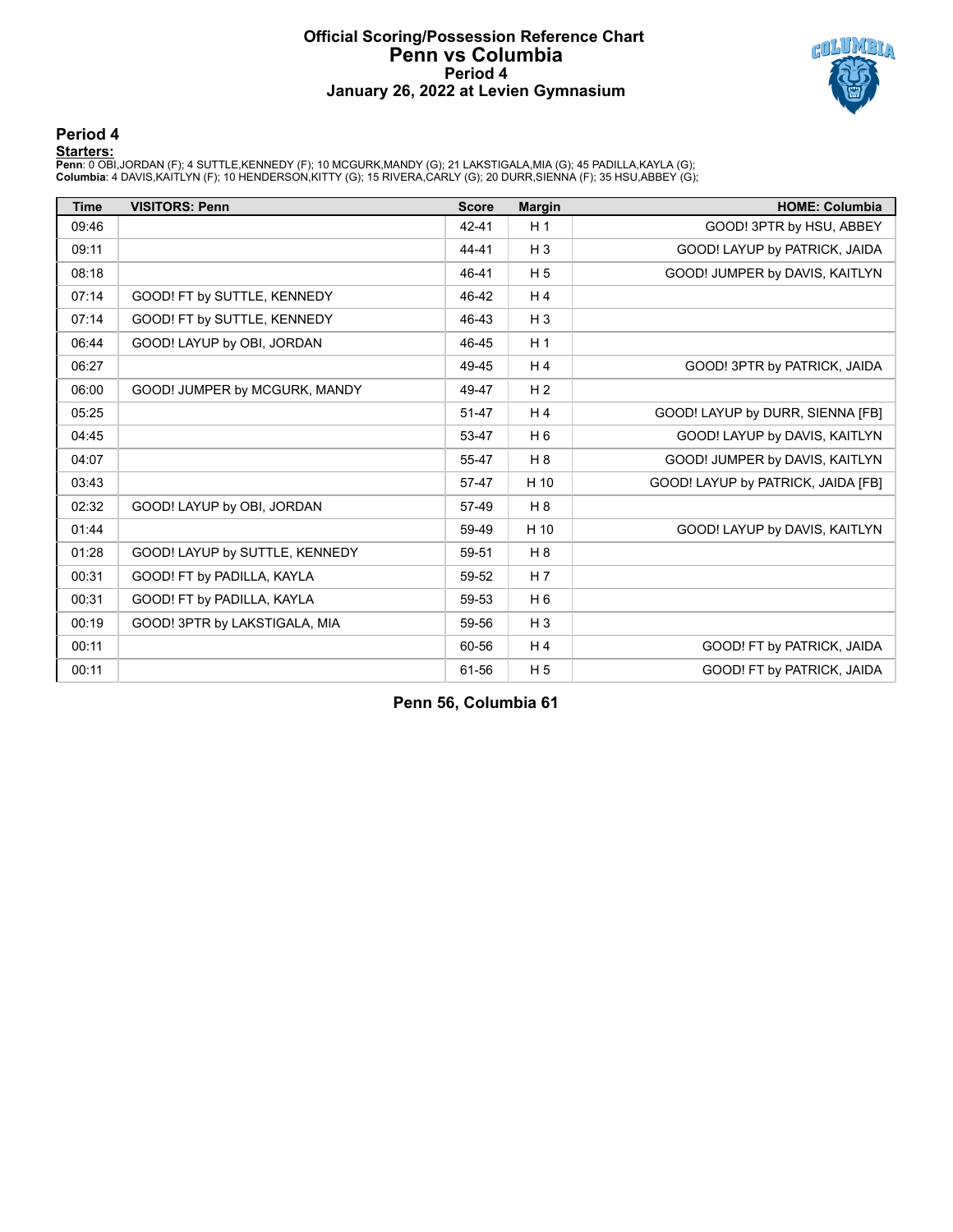# Official Scoring/Possession Reference Chart
# Penn vs Columbia
### Period 4
### January 26, 2022 at Levien Gymnasium

## Period 4

**Starters:**

**Penn**: 0 OBI,JORDAN (F); 4 SUTTLE,KENNEDY (F); 10 MCGURK,MANDY (G); 21 LAKSTIGALA,MIA (G); 45 PADILLA,KAYLA (G);
**Columbia**: 4 DAVIS,KAITLYN (F); 10 HENDERSON,KITTY (G); 15 RIVERA,CARLY (G); 20 DURR,SIENNA (F); 35 HSU,ABBEY (G);

| Time | VISITORS: Penn | Score | Margin | HOME: Columbia |
|---|---|---|---|---|
| 09:46 | | 42-41 | H 1 | GOOD! 3PTR by HSU, ABBEY |
| 09:11 | | 44-41 | H 3 | GOOD! LAYUP by PATRICK, JAIDA |
| 08:18 | | 46-41 | H 5 | GOOD! JUMPER by DAVIS, KAITLYN |
| 07:14 | GOOD! FT by SUTTLE, KENNEDY | 46-42 | H 4 | |
| 07:14 | GOOD! FT by SUTTLE, KENNEDY | 46-43 | H 3 | |
| 06:44 | GOOD! LAYUP by OBI, JORDAN | 46-45 | H 1 | |
| 06:27 | | 49-45 | H 4 | GOOD! 3PTR by PATRICK, JAIDA |
| 06:00 | GOOD! JUMPER by MCGURK, MANDY | 49-47 | H 2 | |
| 05:25 | | 51-47 | H 4 | GOOD! LAYUP by DURR, SIENNA [FB] |
| 04:45 | | 53-47 | H 6 | GOOD! LAYUP by DAVIS, KAITLYN |
| 04:07 | | 55-47 | H 8 | GOOD! JUMPER by DAVIS, KAITLYN |
| 03:43 | | 57-47 | H 10 | GOOD! LAYUP by PATRICK, JAIDA [FB] |
| 02:32 | GOOD! LAYUP by OBI, JORDAN | 57-49 | H 8 | |
| 01:44 | | 59-49 | H 10 | GOOD! LAYUP by DAVIS, KAITLYN |
| 01:28 | GOOD! LAYUP by SUTTLE, KENNEDY | 59-51 | H 8 | |
| 00:31 | GOOD! FT by PADILLA, KAYLA | 59-52 | H 7 | |
| 00:31 | GOOD! FT by PADILLA, KAYLA | 59-53 | H 6 | |
| 00:19 | GOOD! 3PTR by LAKSTIGALA, MIA | 59-56 | H 3 | |
| 00:11 | | 60-56 | H 4 | GOOD! FT by PATRICK, JAIDA |
| 00:11 | | 61-56 | H 5 | GOOD! FT by PATRICK, JAIDA |

**Penn 56, Columbia 61**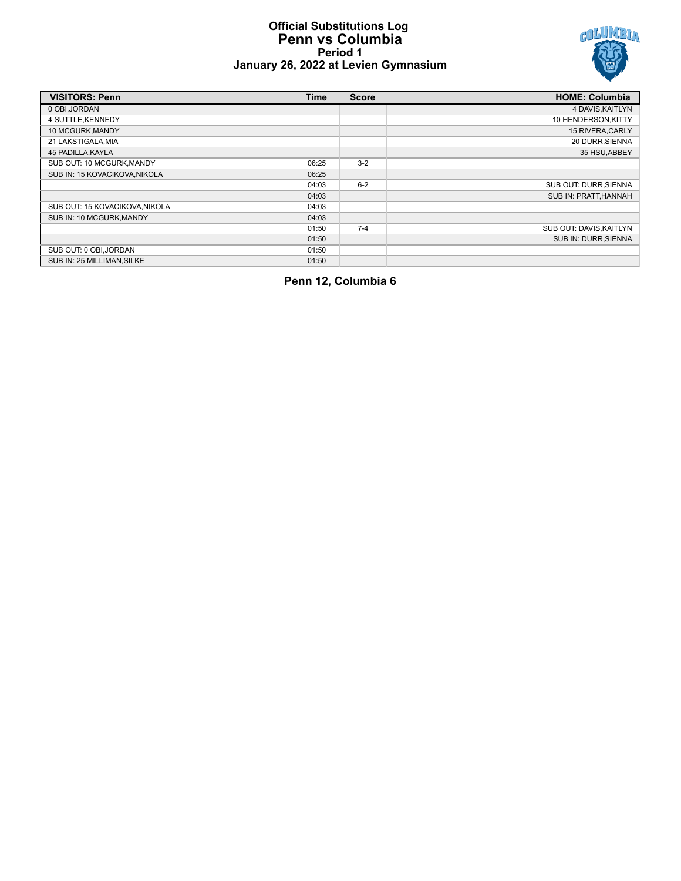# Official Substitutions Log
## Penn vs Columbia
### Period 1
### January 26, 2022 at Levien Gymnasium

| VISITORS: Penn | Time | Score | HOME: Columbia |
| --- | --- | --- | --- |
| 0 OBI,JORDAN | | | 4 DAVIS,KAITLYN |
| 4 SUTTLE,KENNEDY | | | 10 HENDERSON,KITTY |
| 10 MCGURK,MANDY | | | 15 RIVERA,CARLY |
| 21 LAKSTIGALA,MIA | | | 20 DURR,SIENNA |
| 45 PADILLA,KAYLA | | | 35 HSU,ABBEY |
| SUB OUT: 10 MCGURK,MANDY | 06:25 | 3-2 | |
| SUB IN: 15 KOVACIKOVA,NIKOLA | 06:25 | | |
| | 04:03 | 6-2 | SUB OUT: DURR,SIENNA |
| | 04:03 | | SUB IN: PRATT,HANNAH |
| SUB OUT: 15 KOVACIKOVA,NIKOLA | 04:03 | | |
| SUB IN: 10 MCGURK,MANDY | 04:03 | | |
| | 01:50 | 7-4 | SUB OUT: DAVIS,KAITLYN |
| | 01:50 | | SUB IN: DURR,SIENNA |
| SUB OUT: 0 OBI,JORDAN | 01:50 | | |
| SUB IN: 25 MILLIMAN,SILKE | 01:50 | | |

**Penn 12, Columbia 6**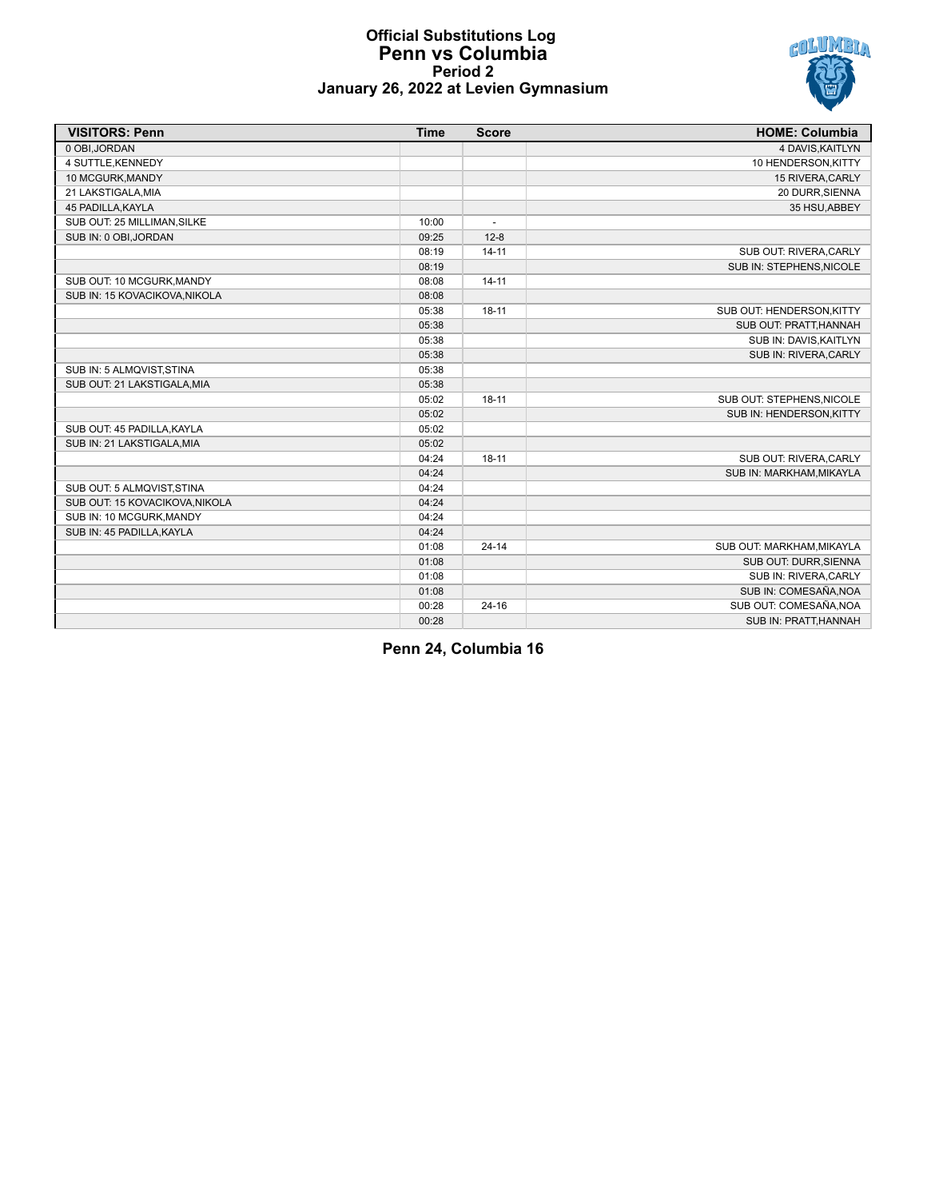# Official Substitutions Log
## Penn vs Columbia
### Period 2
### January 26, 2022 at Levien Gymnasium

| VISITORS: Penn | Time | Score | HOME: Columbia |
|---|---|---|---|
| 0 OBI,JORDAN | | | 4 DAVIS,KAITLYN |
| 4 SUTTLE,KENNEDY | | | 10 HENDERSON,KITTY |
| 10 MCGURK,MANDY | | | 15 RIVERA,CARLY |
| 21 LAKSTIGALA,MIA | | | 20 DURR,SIENNA |
| 45 PADILLA,KAYLA | | | 35 HSU,ABBEY |
| SUB OUT: 25 MILLIMAN,SILKE | 10:00 | - | |
| SUB IN: 0 OBI,JORDAN | 09:25 | 12-8 | |
| | 08:19 | 14-11 | SUB OUT: RIVERA,CARLY |
| | 08:19 | | SUB IN: STEPHENS,NICOLE |
| SUB OUT: 10 MCGURK,MANDY | 08:08 | 14-11 | |
| SUB IN: 15 KOVACIKOVA,NIKOLA | 08:08 | | |
| | 05:38 | 18-11 | SUB OUT: HENDERSON,KITTY |
| | 05:38 | | SUB OUT: PRATT,HANNAH |
| | 05:38 | | SUB IN: DAVIS,KAITLYN |
| | 05:38 | | SUB IN: RIVERA,CARLY |
| SUB IN: 5 ALMQVIST,STINA | 05:38 | | |
| SUB OUT: 21 LAKSTIGALA,MIA | 05:38 | | |
| | 05:02 | 18-11 | SUB OUT: STEPHENS,NICOLE |
| | 05:02 | | SUB IN: HENDERSON,KITTY |
| SUB OUT: 45 PADILLA,KAYLA | 05:02 | | |
| SUB IN: 21 LAKSTIGALA,MIA | 05:02 | | |
| | 04:24 | 18-11 | SUB OUT: RIVERA,CARLY |
| | 04:24 | | SUB IN: MARKHAM,MIKAYLA |
| SUB OUT: 5 ALMQVIST,STINA | 04:24 | | |
| SUB OUT: 15 KOVACIKOVA,NIKOLA | 04:24 | | |
| SUB IN: 10 MCGURK,MANDY | 04:24 | | |
| SUB IN: 45 PADILLA,KAYLA | 04:24 | | |
| | 01:08 | 24-14 | SUB OUT: MARKHAM,MIKAYLA |
| | 01:08 | | SUB OUT: DURR,SIENNA |
| | 01:08 | | SUB IN: RIVERA,CARLY |
| | 01:08 | | SUB IN: COMESAÑA,NOA |
| | 00:28 | 24-16 | SUB OUT: COMESAÑA,NOA |
| | 00:28 | | SUB IN: PRATT,HANNAH |

**Penn 24, Columbia 16**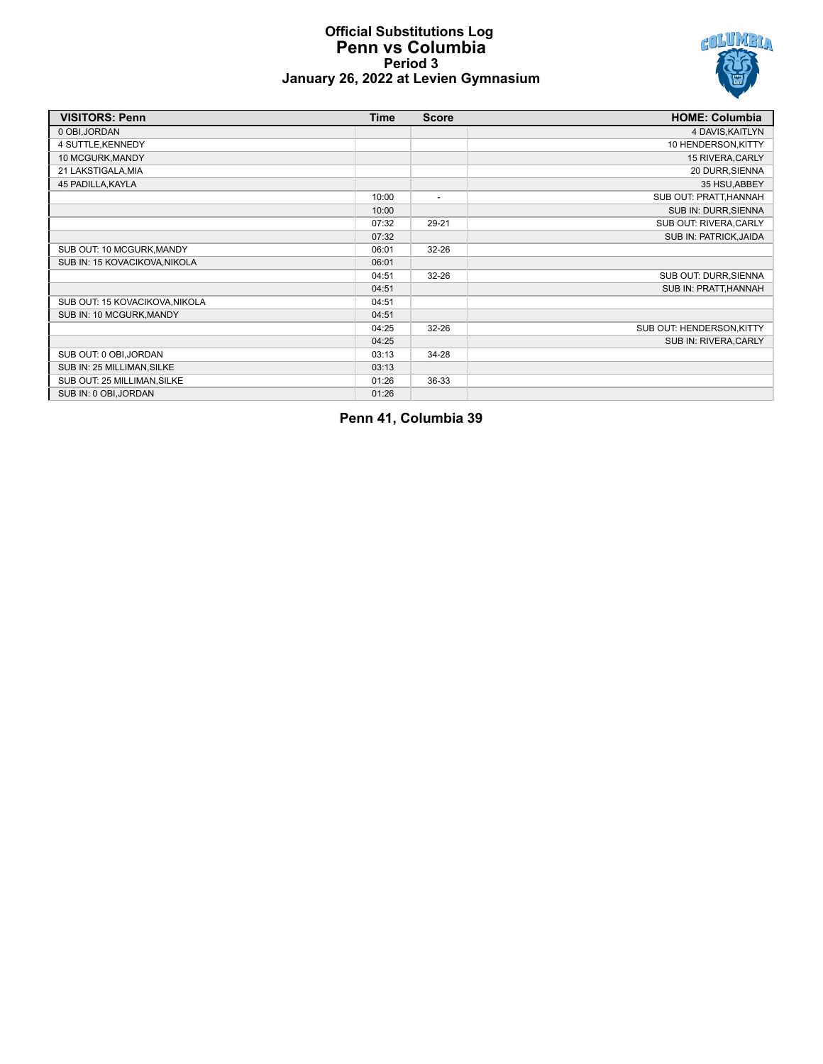# Official Substitutions Log
## Penn vs Columbia
### Period 3
### January 26, 2022 at Levien Gymnasium

| VISITORS: Penn | Time | Score | HOME: Columbia |
|---|---|---|---|
| 0 OBI,JORDAN | | | 4 DAVIS,KAITLYN |
| 4 SUTTLE,KENNEDY | | | 10 HENDERSON,KITTY |
| 10 MCGURK,MANDY | | | 15 RIVERA,CARLY |
| 21 LAKSTIGALA,MIA | | | 20 DURR,SIENNA |
| 45 PADILLA,KAYLA | | | 35 HSU,ABBEY |
| | 10:00 | - | SUB OUT: PRATT,HANNAH |
| | 10:00 | | SUB IN: DURR,SIENNA |
| | 07:32 | 29-21 | SUB OUT: RIVERA,CARLY |
| | 07:32 | | SUB IN: PATRICK,JAIDA |
| SUB OUT: 10 MCGURK,MANDY | 06:01 | 32-26 | |
| SUB IN: 15 KOVACIKOVA,NIKOLA | 06:01 | | |
| | 04:51 | 32-26 | SUB OUT: DURR,SIENNA |
| | 04:51 | | SUB IN: PRATT,HANNAH |
| SUB OUT: 15 KOVACIKOVA,NIKOLA | 04:51 | | |
| SUB IN: 10 MCGURK,MANDY | 04:51 | | |
| | 04:25 | 32-26 | SUB OUT: HENDERSON,KITTY |
| | 04:25 | | SUB IN: RIVERA,CARLY |
| SUB OUT: 0 OBI,JORDAN | 03:13 | 34-28 | |
| SUB IN: 25 MILLIMAN,SILKE | 03:13 | | |
| SUB OUT: 25 MILLIMAN,SILKE | 01:26 | 36-33 | |
| SUB IN: 0 OBI,JORDAN | 01:26 | | |

**Penn 41, Columbia 39**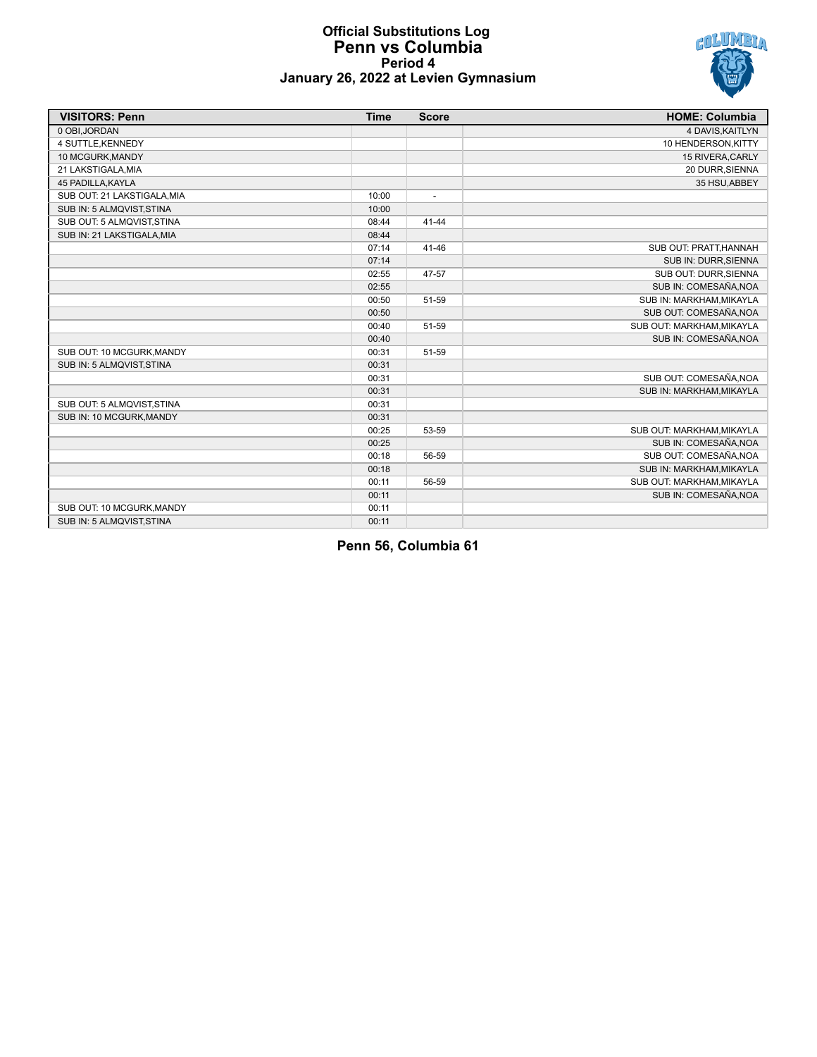# Official Substitutions Log
## Penn vs Columbia
### Period 4
### January 26, 2022 at Levien Gymnasium

| VISITORS: Penn | Time | Score | HOME: Columbia |
|---|---|---|---|
| 0 OBI,JORDAN | | | 4 DAVIS,KAITLYN |
| 4 SUTTLE,KENNEDY | | | 10 HENDERSON,KITTY |
| 10 MCGURK,MANDY | | | 15 RIVERA,CARLY |
| 21 LAKSTIGALA,MIA | | | 20 DURR,SIENNA |
| 45 PADILLA,KAYLA | | | 35 HSU,ABBEY |
| SUB OUT: 21 LAKSTIGALA,MIA | 10:00 | - | |
| SUB IN: 5 ALMQVIST,STINA | 10:00 | | |
| SUB OUT: 5 ALMQVIST,STINA | 08:44 | 41-44 | |
| SUB IN: 21 LAKSTIGALA,MIA | 08:44 | | |
| | 07:14 | 41-46 | SUB OUT: PRATT,HANNAH |
| | 07:14 | | SUB IN: DURR,SIENNA |
| | 02:55 | 47-57 | SUB OUT: DURR,SIENNA |
| | 02:55 | | SUB IN: COMESAÑA,NOA |
| | 00:50 | 51-59 | SUB IN: MARKHAM,MIKAYLA |
| | 00:50 | | SUB OUT: COMESAÑA,NOA |
| | 00:40 | 51-59 | SUB OUT: MARKHAM,MIKAYLA |
| | 00:40 | | SUB IN: COMESAÑA,NOA |
| SUB OUT: 10 MCGURK,MANDY | 00:31 | 51-59 | |
| SUB IN: 5 ALMQVIST,STINA | 00:31 | | |
| | 00:31 | | SUB OUT: COMESAÑA,NOA |
| | 00:31 | | SUB IN: MARKHAM,MIKAYLA |
| SUB OUT: 5 ALMQVIST,STINA | 00:31 | | |
| SUB IN: 10 MCGURK,MANDY | 00:31 | | |
| | 00:25 | 53-59 | SUB OUT: MARKHAM,MIKAYLA |
| | 00:25 | | SUB IN: COMESAÑA,NOA |
| | 00:18 | 56-59 | SUB OUT: COMESAÑA,NOA |
| | 00:18 | | SUB IN: MARKHAM,MIKAYLA |
| | 00:11 | 56-59 | SUB OUT: MARKHAM,MIKAYLA |
| | 00:11 | | SUB IN: COMESAÑA,NOA |
| SUB OUT: 10 MCGURK,MANDY | 00:11 | | |
| SUB IN: 5 ALMQVIST,STINA | 00:11 | | |

**Penn 56, Columbia 61**